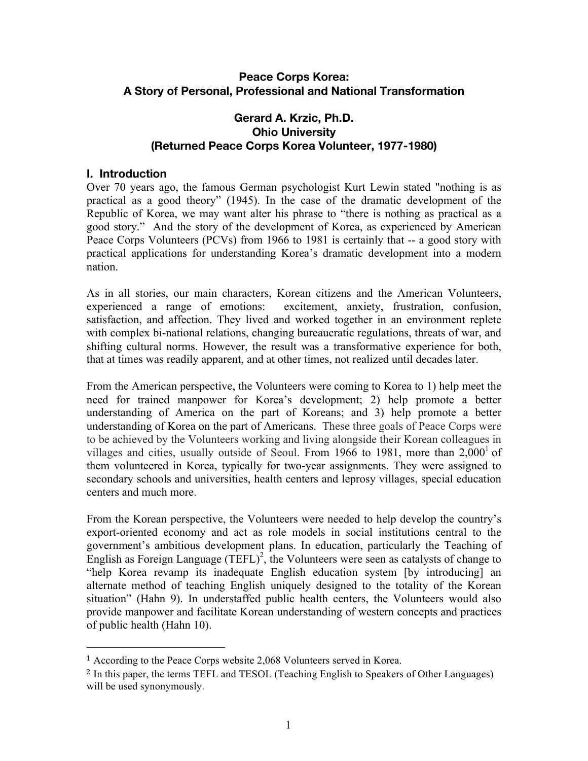**Peace Corps Korea:**
**A Story of Personal, Professional and National Transformation**

**Gerard A. Krzic, Ph.D.**
**Ohio University**
**(Returned Peace Corps Korea Volunteer, 1977-1980)**

## I. Introduction

Over 70 years ago, the famous German psychologist Kurt Lewin stated "nothing is as practical as a good theory" (1945). In the case of the dramatic development of the Republic of Korea, we may want alter his phrase to "there is nothing as practical as a good story." And the story of the development of Korea, as experienced by American Peace Corps Volunteers (PCVs) from 1966 to 1981 is certainly that -- a good story with practical applications for understanding Korea's dramatic development into a modern nation.

As in all stories, our main characters, Korean citizens and the American Volunteers, experienced a range of emotions: excitement, anxiety, frustration, confusion, satisfaction, and affection. They lived and worked together in an environment replete with complex bi-national relations, changing bureaucratic regulations, threats of war, and shifting cultural norms. However, the result was a transformative experience for both, that at times was readily apparent, and at other times, not realized until decades later.

From the American perspective, the Volunteers were coming to Korea to 1) help meet the need for trained manpower for Korea's development; 2) help promote a better understanding of America on the part of Koreans; and 3) help promote a better understanding of Korea on the part of Americans. These three goals of Peace Corps were to be achieved by the Volunteers working and living alongside their Korean colleagues in villages and cities, usually outside of Seoul. From 1966 to 1981, more than 2,000[1] of them volunteered in Korea, typically for two-year assignments. They were assigned to secondary schools and universities, health centers and leprosy villages, special education centers and much more.

From the Korean perspective, the Volunteers were needed to help develop the country's export-oriented economy and act as role models in social institutions central to the government's ambitious development plans. In education, particularly the Teaching of English as Foreign Language (TEFL)[2], the Volunteers were seen as catalysts of change to "help Korea revamp its inadequate English education system [by introducing] an alternate method of teaching English uniquely designed to the totality of the Korean situation" (Hahn 9). In understaffed public health centers, the Volunteers would also provide manpower and facilitate Korean understanding of western concepts and practices of public health (Hahn 10).

---

[1] According to the Peace Corps website 2,068 Volunteers served in Korea.

[2] In this paper, the terms TEFL and TESOL (Teaching English to Speakers of Other Languages) will be used synonymously.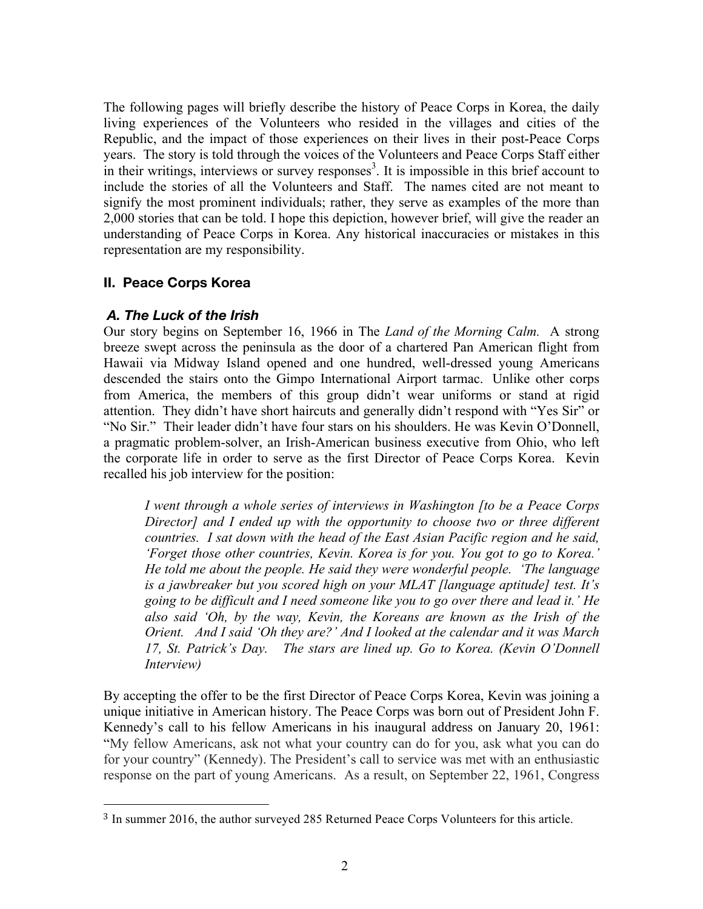The following pages will briefly describe the history of Peace Corps in Korea, the daily living experiences of the Volunteers who resided in the villages and cities of the Republic, and the impact of those experiences on their lives in their post-Peace Corps years. The story is told through the voices of the Volunteers and Peace Corps Staff either in their writings, interviews or survey responses[3]. It is impossible in this brief account to include the stories of all the Volunteers and Staff. The names cited are not meant to signify the most prominent individuals; rather, they serve as examples of the more than 2,000 stories that can be told. I hope this depiction, however brief, will give the reader an understanding of Peace Corps in Korea. Any historical inaccuracies or mistakes in this representation are my responsibility.

## II. Peace Corps Korea

### *A. The Luck of the Irish*

Our story begins on September 16, 1966 in The *Land of the Morning Calm.* A strong breeze swept across the peninsula as the door of a chartered Pan American flight from Hawaii via Midway Island opened and one hundred, well-dressed young Americans descended the stairs onto the Gimpo International Airport tarmac. Unlike other corps from America, the members of this group didn't wear uniforms or stand at rigid attention. They didn't have short haircuts and generally didn't respond with "Yes Sir" or "No Sir." Their leader didn't have four stars on his shoulders. He was Kevin O'Donnell, a pragmatic problem-solver, an Irish-American business executive from Ohio, who left the corporate life in order to serve as the first Director of Peace Corps Korea. Kevin recalled his job interview for the position:

> *I went through a whole series of interviews in Washington [to be a Peace Corps Director] and I ended up with the opportunity to choose two or three different countries. I sat down with the head of the East Asian Pacific region and he said, 'Forget those other countries, Kevin. Korea is for you. You got to go to Korea.' He told me about the people. He said they were wonderful people. 'The language is a jawbreaker but you scored high on your MLAT [language aptitude] test. It's going to be difficult and I need someone like you to go over there and lead it.' He also said 'Oh, by the way, Kevin, the Koreans are known as the Irish of the Orient. And I said 'Oh they are?' And I looked at the calendar and it was March 17, St. Patrick's Day. The stars are lined up. Go to Korea. (Kevin O'Donnell Interview)*

By accepting the offer to be the first Director of Peace Corps Korea, Kevin was joining a unique initiative in American history. The Peace Corps was born out of President John F. Kennedy's call to his fellow Americans in his inaugural address on January 20, 1961: "My fellow Americans, ask not what your country can do for you, ask what you can do for your country" (Kennedy). The President's call to service was met with an enthusiastic response on the part of young Americans. As a result, on September 22, 1961, Congress

---

[3] In summer 2016, the author surveyed 285 Returned Peace Corps Volunteers for this article.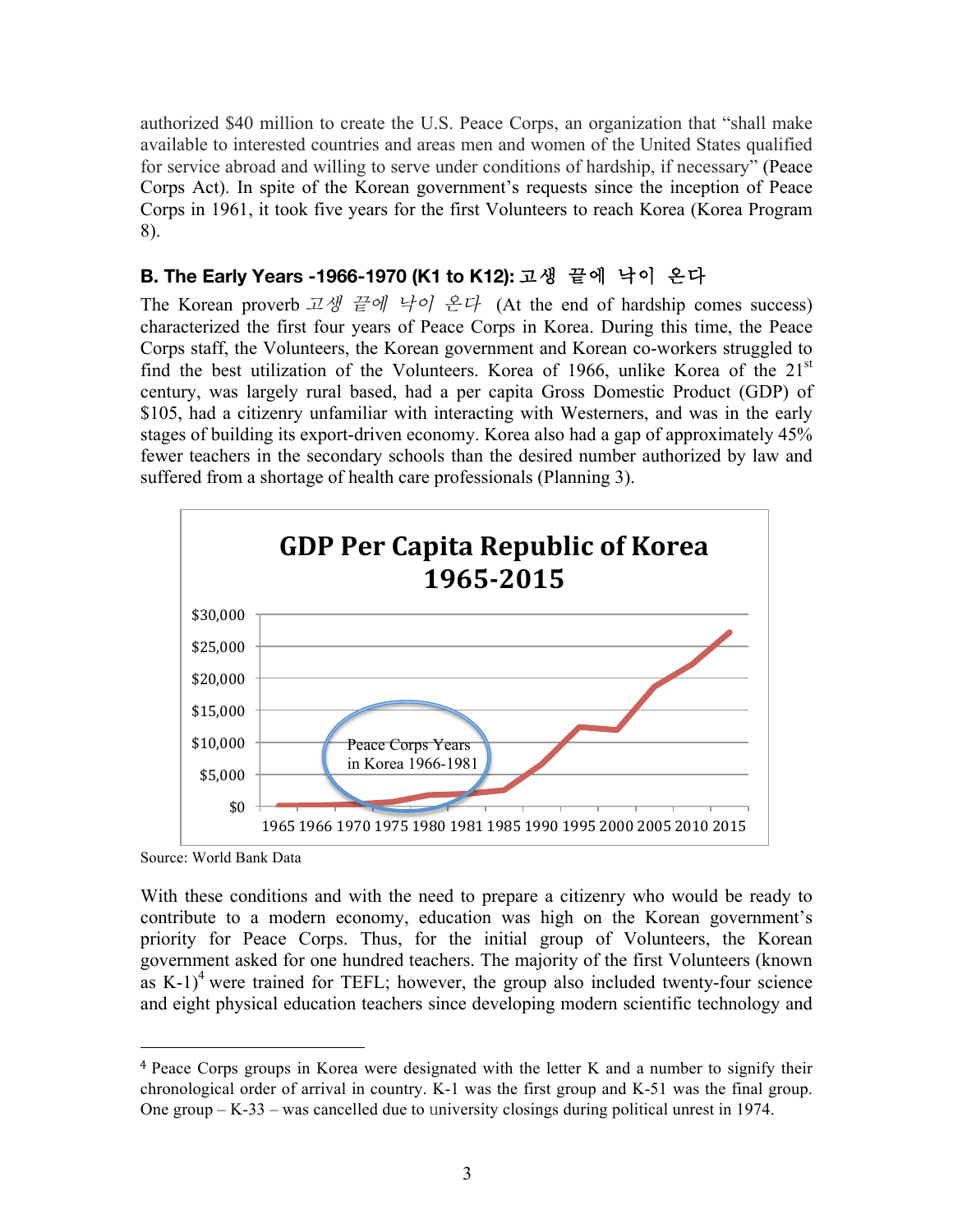authorized $40 million to create the U.S. Peace Corps, an organization that "shall make available to interested countries and areas men and women of the United States qualified for service abroad and willing to serve under conditions of hardship, if necessary" (Peace Corps Act). In spite of the Korean government's requests since the inception of Peace Corps in 1961, it took five years for the first Volunteers to reach Korea (Korea Program 8).

### B. The Early Years -1966-1970 (K1 to K12): 고생 끝에 낙이 온다

The Korean proverb *고생 끝에 낙이 온다* (At the end of hardship comes success) characterized the first four years of Peace Corps in Korea. During this time, the Peace Corps staff, the Volunteers, the Korean government and Korean co-workers struggled to find the best utilization of the Volunteers. Korea of 1966, unlike Korea of the 21st century, was largely rural based, had a per capita Gross Domestic Product (GDP) of $105, had a citizenry unfamiliar with interacting with Westerners, and was in the early stages of building its export-driven economy. Korea also had a gap of approximately 45% fewer teachers in the secondary schools than the desired number authorized by law and suffered from a shortage of health care professionals (Planning 3).

**GDP Per Capita Republic of Korea 1965-2015**

Source: World Bank Data

With these conditions and with the need to prepare a citizenry who would be ready to contribute to a modern economy, education was high on the Korean government's priority for Peace Corps. Thus, for the initial group of Volunteers, the Korean government asked for one hundred teachers. The majority of the first Volunteers (known as K-1)[4] were trained for TEFL; however, the group also included twenty-four science and eight physical education teachers since developing modern scientific technology and

---

[4] Peace Corps groups in Korea were designated with the letter K and a number to signify their chronological order of arrival in country. K-1 was the first group and K-51 was the final group. One group – K-33 – was cancelled due to university closings during political unrest in 1974.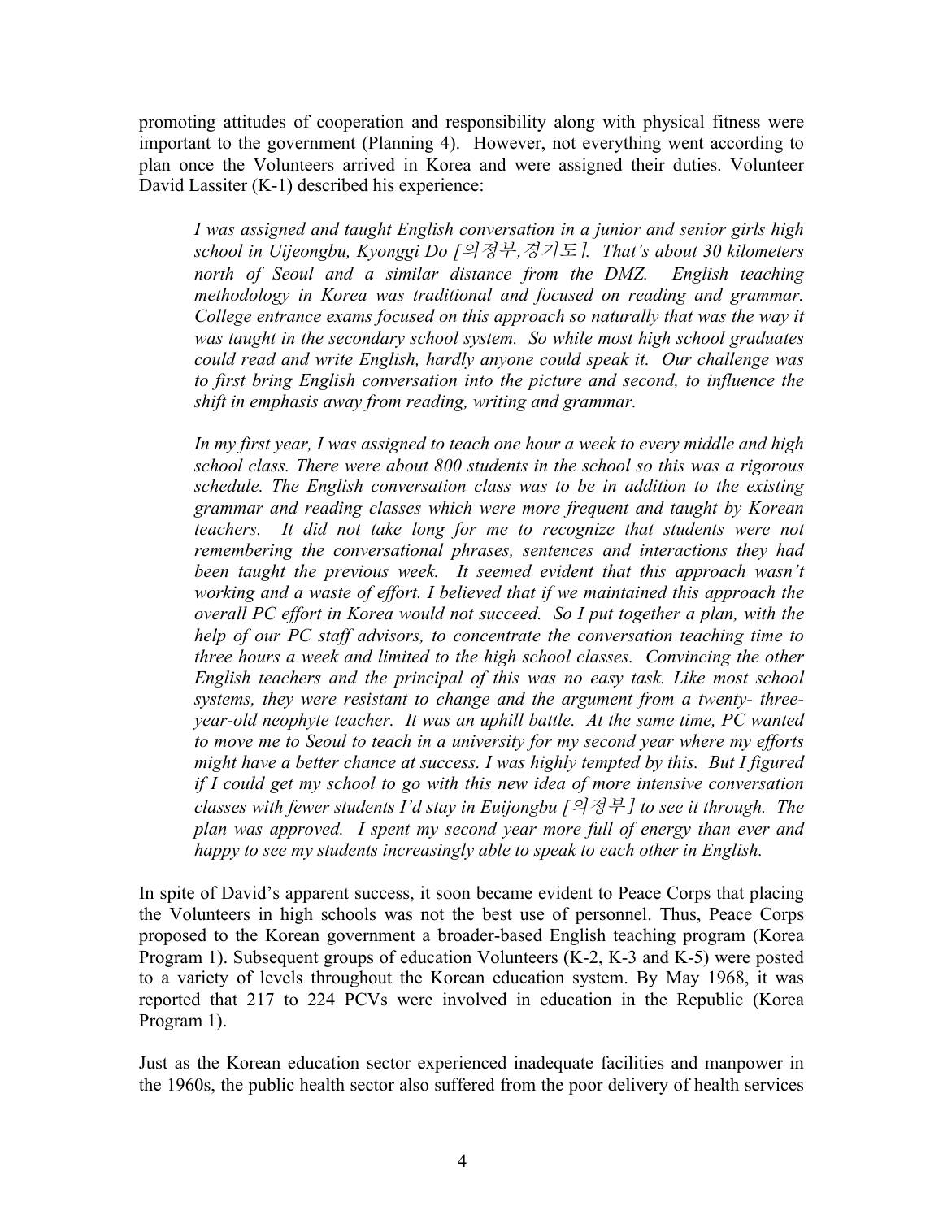promoting attitudes of cooperation and responsibility along with physical fitness were important to the government (Planning 4). However, not everything went according to plan once the Volunteers arrived in Korea and were assigned their duties. Volunteer David Lassiter (K-1) described his experience:

> *I was assigned and taught English conversation in a junior and senior girls high school in Uijeongbu, Kyonggi Do [의정부,경기도]. That's about 30 kilometers north of Seoul and a similar distance from the DMZ. English teaching methodology in Korea was traditional and focused on reading and grammar. College entrance exams focused on this approach so naturally that was the way it was taught in the secondary school system. So while most high school graduates could read and write English, hardly anyone could speak it. Our challenge was to first bring English conversation into the picture and second, to influence the shift in emphasis away from reading, writing and grammar.*
>
> *In my first year, I was assigned to teach one hour a week to every middle and high school class. There were about 800 students in the school so this was a rigorous schedule. The English conversation class was to be in addition to the existing grammar and reading classes which were more frequent and taught by Korean teachers. It did not take long for me to recognize that students were not remembering the conversational phrases, sentences and interactions they had been taught the previous week. It seemed evident that this approach wasn't working and a waste of effort. I believed that if we maintained this approach the overall PC effort in Korea would not succeed. So I put together a plan, with the help of our PC staff advisors, to concentrate the conversation teaching time to three hours a week and limited to the high school classes. Convincing the other English teachers and the principal of this was no easy task. Like most school systems, they were resistant to change and the argument from a twenty- three-year-old neophyte teacher. It was an uphill battle. At the same time, PC wanted to move me to Seoul to teach in a university for my second year where my efforts might have a better chance at success. I was highly tempted by this. But I figured if I could get my school to go with this new idea of more intensive conversation classes with fewer students I'd stay in Euijongbu [의정부] to see it through. The plan was approved. I spent my second year more full of energy than ever and happy to see my students increasingly able to speak to each other in English.*

In spite of David's apparent success, it soon became evident to Peace Corps that placing the Volunteers in high schools was not the best use of personnel. Thus, Peace Corps proposed to the Korean government a broader-based English teaching program (Korea Program 1). Subsequent groups of education Volunteers (K-2, K-3 and K-5) were posted to a variety of levels throughout the Korean education system. By May 1968, it was reported that 217 to 224 PCVs were involved in education in the Republic (Korea Program 1).

Just as the Korean education sector experienced inadequate facilities and manpower in the 1960s, the public health sector also suffered from the poor delivery of health services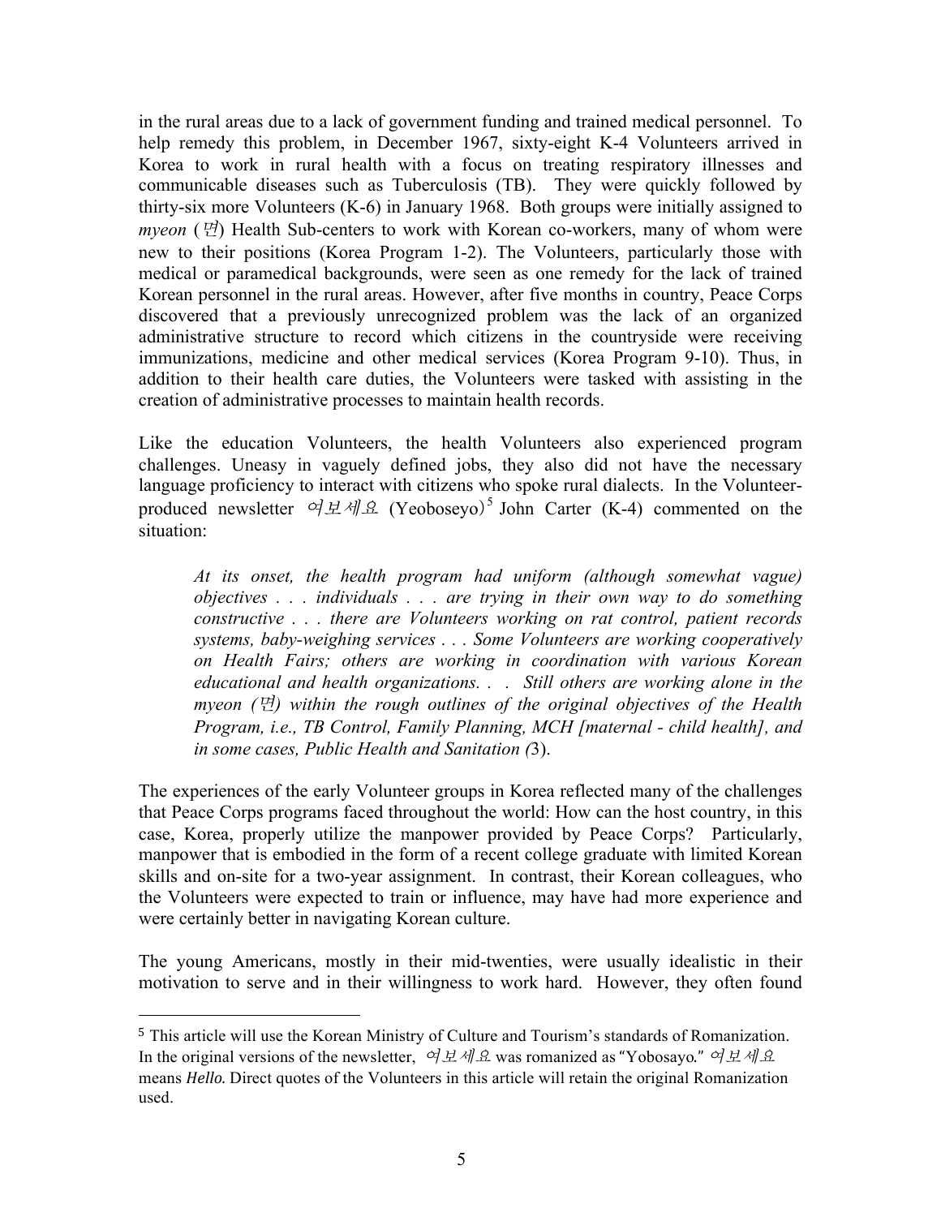in the rural areas due to a lack of government funding and trained medical personnel. To help remedy this problem, in December 1967, sixty-eight K-4 Volunteers arrived in Korea to work in rural health with a focus on treating respiratory illnesses and communicable diseases such as Tuberculosis (TB). They were quickly followed by thirty-six more Volunteers (K-6) in January 1968. Both groups were initially assigned to *myeon* (면) Health Sub-centers to work with Korean co-workers, many of whom were new to their positions (Korea Program 1-2). The Volunteers, particularly those with medical or paramedical backgrounds, were seen as one remedy for the lack of trained Korean personnel in the rural areas. However, after five months in country, Peace Corps discovered that a previously unrecognized problem was the lack of an organized administrative structure to record which citizens in the countryside were receiving immunizations, medicine and other medical services (Korea Program 9-10). Thus, in addition to their health care duties, the Volunteers were tasked with assisting in the creation of administrative processes to maintain health records.

Like the education Volunteers, the health Volunteers also experienced program challenges. Uneasy in vaguely defined jobs, they also did not have the necessary language proficiency to interact with citizens who spoke rural dialects. In the Volunteer-produced newsletter 여보세요 (Yeoboseyo)[5] John Carter (K-4) commented on the situation:

> *At its onset, the health program had uniform (although somewhat vague) objectives . . . individuals . . . are trying in their own way to do something constructive . . . there are Volunteers working on rat control, patient records systems, baby-weighing services . . . Some Volunteers are working cooperatively on Health Fairs; others are working in coordination with various Korean educational and health organizations. . . Still others are working alone in the myeon (면) within the rough outlines of the original objectives of the Health Program, i.e., TB Control, Family Planning, MCH [maternal - child health], and in some cases, Public Health and Sanitation (*3).

The experiences of the early Volunteer groups in Korea reflected many of the challenges that Peace Corps programs faced throughout the world: How can the host country, in this case, Korea, properly utilize the manpower provided by Peace Corps? Particularly, manpower that is embodied in the form of a recent college graduate with limited Korean skills and on-site for a two-year assignment. In contrast, their Korean colleagues, who the Volunteers were expected to train or influence, may have had more experience and were certainly better in navigating Korean culture.

The young Americans, mostly in their mid-twenties, were usually idealistic in their motivation to serve and in their willingness to work hard. However, they often found

---

[5] This article will use the Korean Ministry of Culture and Tourism's standards of Romanization. In the original versions of the newsletter, 여보세요 was romanized as "Yobosayo." 여보세요 means *Hello.* Direct quotes of the Volunteers in this article will retain the original Romanization used.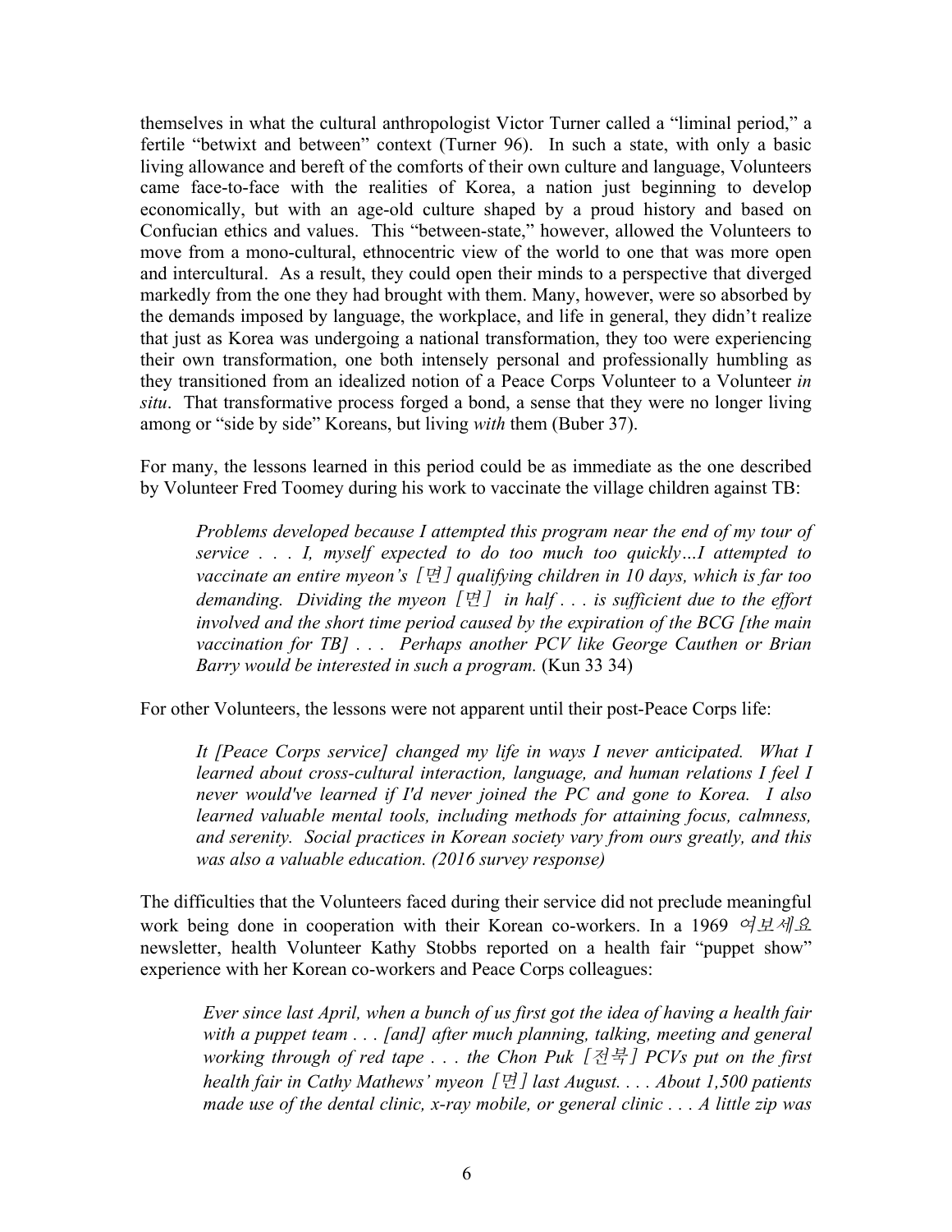themselves in what the cultural anthropologist Victor Turner called a "liminal period," a fertile "betwixt and between" context (Turner 96). In such a state, with only a basic living allowance and bereft of the comforts of their own culture and language, Volunteers came face-to-face with the realities of Korea, a nation just beginning to develop economically, but with an age-old culture shaped by a proud history and based on Confucian ethics and values. This "between-state," however, allowed the Volunteers to move from a mono-cultural, ethnocentric view of the world to one that was more open and intercultural. As a result, they could open their minds to a perspective that diverged markedly from the one they had brought with them. Many, however, were so absorbed by the demands imposed by language, the workplace, and life in general, they didn't realize that just as Korea was undergoing a national transformation, they too were experiencing their own transformation, one both intensely personal and professionally humbling as they transitioned from an idealized notion of a Peace Corps Volunteer to a Volunteer *in situ*. That transformative process forged a bond, a sense that they were no longer living among or "side by side" Koreans, but living *with* them (Buber 37).

For many, the lessons learned in this period could be as immediate as the one described by Volunteer Fred Toomey during his work to vaccinate the village children against TB:

> *Problems developed because I attempted this program near the end of my tour of service . . . I, myself expected to do too much too quickly…I attempted to vaccinate an entire myeon's [면] qualifying children in 10 days, which is far too demanding. Dividing the myeon [면] in half . . . is sufficient due to the effort involved and the short time period caused by the expiration of the BCG [the main vaccination for TB] . . . Perhaps another PCV like George Cauthen or Brian Barry would be interested in such a program.* (Kun 33 34)

For other Volunteers, the lessons were not apparent until their post-Peace Corps life:

> *It [Peace Corps service] changed my life in ways I never anticipated. What I learned about cross-cultural interaction, language, and human relations I feel I never would've learned if I'd never joined the PC and gone to Korea. I also learned valuable mental tools, including methods for attaining focus, calmness, and serenity. Social practices in Korean society vary from ours greatly, and this was also a valuable education. (2016 survey response)*

The difficulties that the Volunteers faced during their service did not preclude meaningful work being done in cooperation with their Korean co-workers. In a 1969 여보세요 newsletter, health Volunteer Kathy Stobbs reported on a health fair "puppet show" experience with her Korean co-workers and Peace Corps colleagues:

> *Ever since last April, when a bunch of us first got the idea of having a health fair with a puppet team . . . [and] after much planning, talking, meeting and general working through of red tape . . . the Chon Puk [전북] PCVs put on the first health fair in Cathy Mathews' myeon [면] last August. . . . About 1,500 patients made use of the dental clinic, x-ray mobile, or general clinic . . . A little zip was*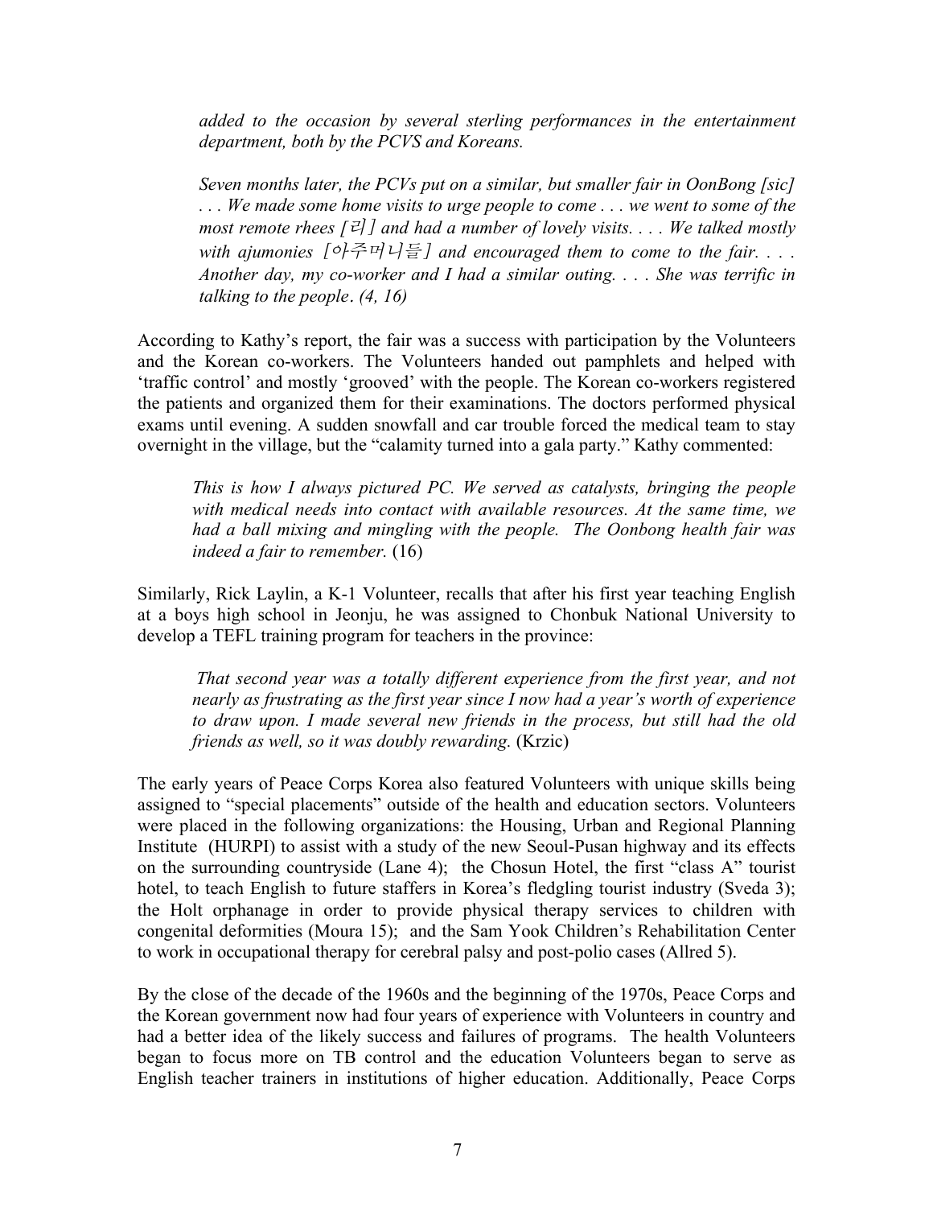> *added to the occasion by several sterling performances in the entertainment department, both by the PCVS and Koreans.*
>
> *Seven months later, the PCVs put on a similar, but smaller fair in OonBong [sic] . . . We made some home visits to urge people to come . . . we went to some of the most remote rhees [리] and had a number of lovely visits. . . . We talked mostly with ajumonies [아주머니들] and encouraged them to come to the fair. . . . Another day, my co-worker and I had a similar outing. . . . She was terrific in talking to the people. (4, 16)*

According to Kathy's report, the fair was a success with participation by the Volunteers and the Korean co-workers. The Volunteers handed out pamphlets and helped with 'traffic control' and mostly 'grooved' with the people. The Korean co-workers registered the patients and organized them for their examinations. The doctors performed physical exams until evening. A sudden snowfall and car trouble forced the medical team to stay overnight in the village, but the "calamity turned into a gala party." Kathy commented:

> *This is how I always pictured PC. We served as catalysts, bringing the people with medical needs into contact with available resources. At the same time, we had a ball mixing and mingling with the people. The Oonbong health fair was indeed a fair to remember.* (16)

Similarly, Rick Laylin, a K-1 Volunteer, recalls that after his first year teaching English at a boys high school in Jeonju, he was assigned to Chonbuk National University to develop a TEFL training program for teachers in the province:

> *That second year was a totally different experience from the first year, and not nearly as frustrating as the first year since I now had a year's worth of experience to draw upon. I made several new friends in the process, but still had the old friends as well, so it was doubly rewarding.* (Krzic)

The early years of Peace Corps Korea also featured Volunteers with unique skills being assigned to "special placements" outside of the health and education sectors. Volunteers were placed in the following organizations: the Housing, Urban and Regional Planning Institute (HURPI) to assist with a study of the new Seoul-Pusan highway and its effects on the surrounding countryside (Lane 4); the Chosun Hotel, the first "class A" tourist hotel, to teach English to future staffers in Korea's fledgling tourist industry (Sveda 3); the Holt orphanage in order to provide physical therapy services to children with congenital deformities (Moura 15); and the Sam Yook Children's Rehabilitation Center to work in occupational therapy for cerebral palsy and post-polio cases (Allred 5).

By the close of the decade of the 1960s and the beginning of the 1970s, Peace Corps and the Korean government now had four years of experience with Volunteers in country and had a better idea of the likely success and failures of programs. The health Volunteers began to focus more on TB control and the education Volunteers began to serve as English teacher trainers in institutions of higher education. Additionally, Peace Corps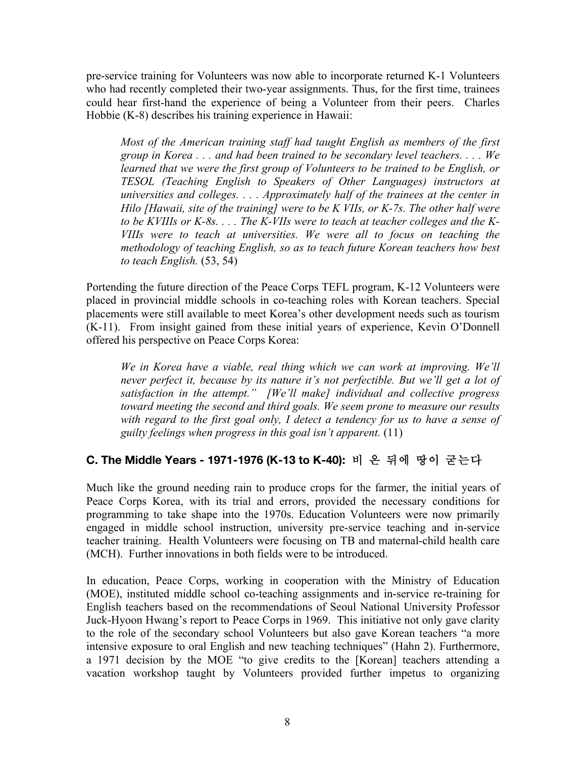pre-service training for Volunteers was now able to incorporate returned K-1 Volunteers who had recently completed their two-year assignments. Thus, for the first time, trainees could hear first-hand the experience of being a Volunteer from their peers. Charles Hobbie (K-8) describes his training experience in Hawaii:

> *Most of the American training staff had taught English as members of the first group in Korea . . . and had been trained to be secondary level teachers. . . . We learned that we were the first group of Volunteers to be trained to be English, or TESOL (Teaching English to Speakers of Other Languages) instructors at universities and colleges. . . . Approximately half of the trainees at the center in Hilo [Hawaii, site of the training] were to be K VIIs, or K-7s. The other half were to be KVIIIs or K-8s. . . . The K-VIIs were to teach at teacher colleges and the K-VIIIs were to teach at universities. We were all to focus on teaching the methodology of teaching English, so as to teach future Korean teachers how best to teach English.* (53, 54)

Portending the future direction of the Peace Corps TEFL program, K-12 Volunteers were placed in provincial middle schools in co-teaching roles with Korean teachers. Special placements were still available to meet Korea's other development needs such as tourism (K-11). From insight gained from these initial years of experience, Kevin O'Donnell offered his perspective on Peace Corps Korea:

> *We in Korea have a viable, real thing which we can work at improving. We'll never perfect it, because by its nature it's not perfectible. But we'll get a lot of satisfaction in the attempt." [We'll make] individual and collective progress toward meeting the second and third goals. We seem prone to measure our results with regard to the first goal only, I detect a tendency for us to have a sense of guilty feelings when progress in this goal isn't apparent.* (11)

### C. The Middle Years - 1971-1976 (K-13 to K-40): 비 온 뒤에 땅이 굳는다

Much like the ground needing rain to produce crops for the farmer, the initial years of Peace Corps Korea, with its trial and errors, provided the necessary conditions for programming to take shape into the 1970s. Education Volunteers were now primarily engaged in middle school instruction, university pre-service teaching and in-service teacher training. Health Volunteers were focusing on TB and maternal-child health care (MCH). Further innovations in both fields were to be introduced.

In education, Peace Corps, working in cooperation with the Ministry of Education (MOE), instituted middle school co-teaching assignments and in-service re-training for English teachers based on the recommendations of Seoul National University Professor Juck-Hyoon Hwang's report to Peace Corps in 1969. This initiative not only gave clarity to the role of the secondary school Volunteers but also gave Korean teachers "a more intensive exposure to oral English and new teaching techniques" (Hahn 2). Furthermore, a 1971 decision by the MOE "to give credits to the [Korean] teachers attending a vacation workshop taught by Volunteers provided further impetus to organizing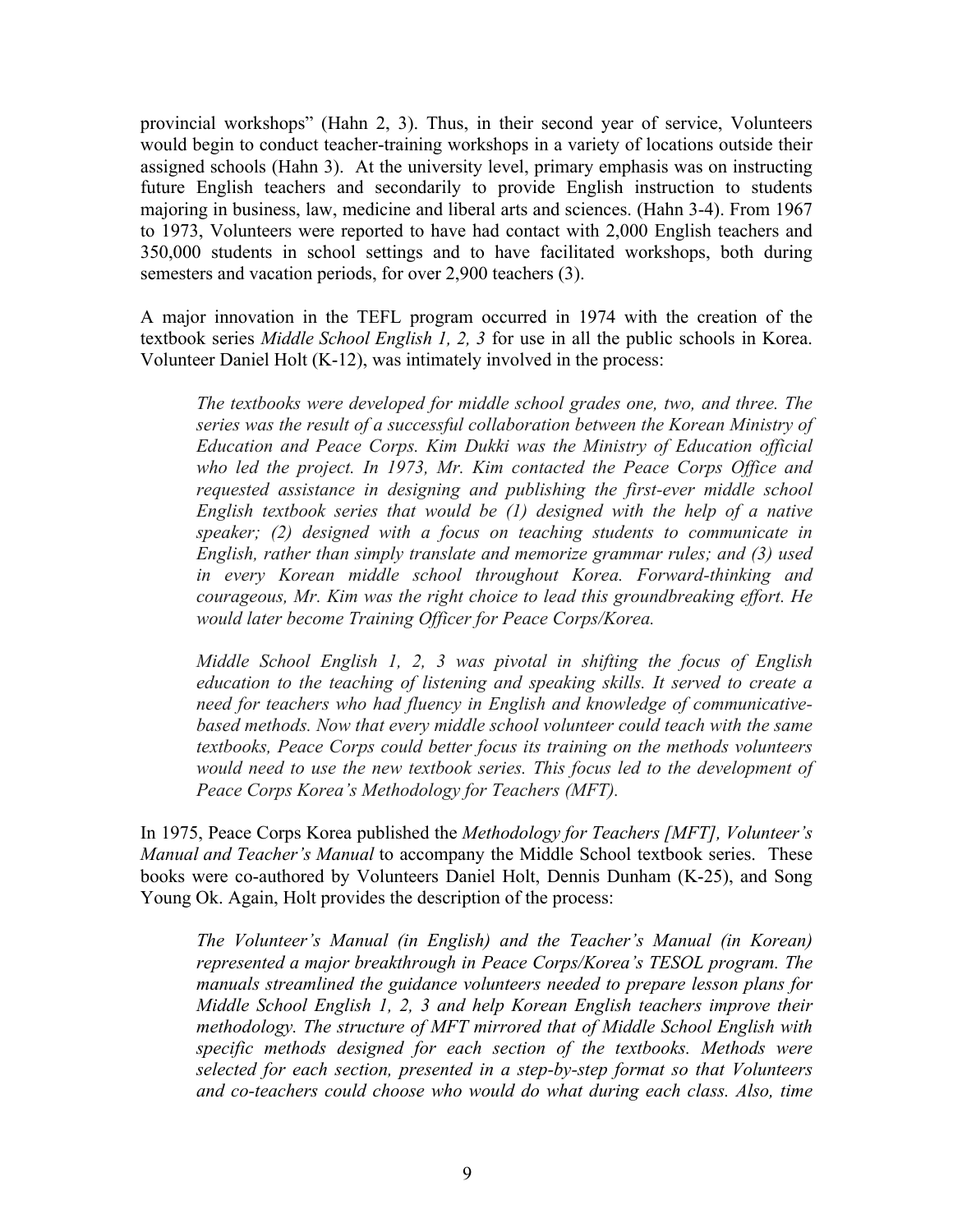provincial workshops" (Hahn 2, 3). Thus, in their second year of service, Volunteers would begin to conduct teacher-training workshops in a variety of locations outside their assigned schools (Hahn 3). At the university level, primary emphasis was on instructing future English teachers and secondarily to provide English instruction to students majoring in business, law, medicine and liberal arts and sciences. (Hahn 3-4). From 1967 to 1973, Volunteers were reported to have had contact with 2,000 English teachers and 350,000 students in school settings and to have facilitated workshops, both during semesters and vacation periods, for over 2,900 teachers (3).

A major innovation in the TEFL program occurred in 1974 with the creation of the textbook series *Middle School English 1, 2, 3* for use in all the public schools in Korea. Volunteer Daniel Holt (K-12), was intimately involved in the process:

> *The textbooks were developed for middle school grades one, two, and three. The series was the result of a successful collaboration between the Korean Ministry of Education and Peace Corps. Kim Dukki was the Ministry of Education official who led the project. In 1973, Mr. Kim contacted the Peace Corps Office and requested assistance in designing and publishing the first-ever middle school English textbook series that would be (1) designed with the help of a native speaker; (2) designed with a focus on teaching students to communicate in English, rather than simply translate and memorize grammar rules; and (3) used in every Korean middle school throughout Korea. Forward-thinking and courageous, Mr. Kim was the right choice to lead this groundbreaking effort. He would later become Training Officer for Peace Corps/Korea.*
>
> *Middle School English 1, 2, 3 was pivotal in shifting the focus of English education to the teaching of listening and speaking skills. It served to create a need for teachers who had fluency in English and knowledge of communicative-based methods. Now that every middle school volunteer could teach with the same textbooks, Peace Corps could better focus its training on the methods volunteers would need to use the new textbook series. This focus led to the development of Peace Corps Korea's Methodology for Teachers (MFT).*

In 1975, Peace Corps Korea published the *Methodology for Teachers [MFT], Volunteer's Manual and Teacher's Manual* to accompany the Middle School textbook series. These books were co-authored by Volunteers Daniel Holt, Dennis Dunham (K-25), and Song Young Ok. Again, Holt provides the description of the process:

> *The Volunteer's Manual (in English) and the Teacher's Manual (in Korean) represented a major breakthrough in Peace Corps/Korea's TESOL program. The manuals streamlined the guidance volunteers needed to prepare lesson plans for Middle School English 1, 2, 3 and help Korean English teachers improve their methodology. The structure of MFT mirrored that of Middle School English with specific methods designed for each section of the textbooks. Methods were selected for each section, presented in a step-by-step format so that Volunteers and co-teachers could choose who would do what during each class. Also, time*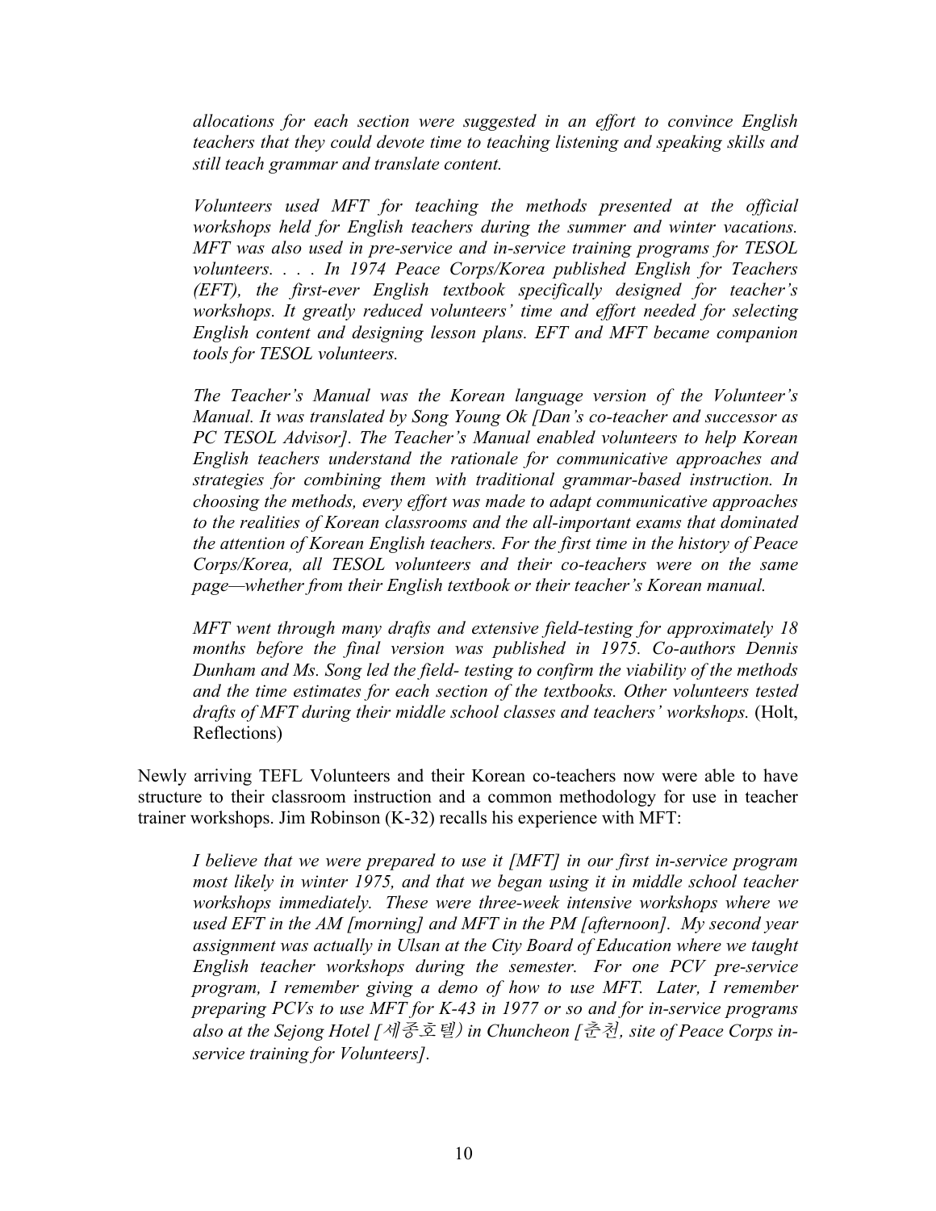*allocations for each section were suggested in an effort to convince English teachers that they could devote time to teaching listening and speaking skills and still teach grammar and translate content.*

*Volunteers used MFT for teaching the methods presented at the official workshops held for English teachers during the summer and winter vacations. MFT was also used in pre-service and in-service training programs for TESOL volunteers. . . . In 1974 Peace Corps/Korea published English for Teachers (EFT), the first-ever English textbook specifically designed for teacher's workshops. It greatly reduced volunteers' time and effort needed for selecting English content and designing lesson plans. EFT and MFT became companion tools for TESOL volunteers.*

*The Teacher's Manual was the Korean language version of the Volunteer's Manual. It was translated by Song Young Ok [Dan's co-teacher and successor as PC TESOL Advisor]. The Teacher's Manual enabled volunteers to help Korean English teachers understand the rationale for communicative approaches and strategies for combining them with traditional grammar-based instruction. In choosing the methods, every effort was made to adapt communicative approaches to the realities of Korean classrooms and the all-important exams that dominated the attention of Korean English teachers. For the first time in the history of Peace Corps/Korea, all TESOL volunteers and their co-teachers were on the same page—whether from their English textbook or their teacher's Korean manual.*

*MFT went through many drafts and extensive field-testing for approximately 18 months before the final version was published in 1975. Co-authors Dennis Dunham and Ms. Song led the field- testing to confirm the viability of the methods and the time estimates for each section of the textbooks. Other volunteers tested drafts of MFT during their middle school classes and teachers' workshops.* (Holt, Reflections)

Newly arriving TEFL Volunteers and their Korean co-teachers now were able to have structure to their classroom instruction and a common methodology for use in teacher trainer workshops. Jim Robinson (K-32) recalls his experience with MFT:

*I believe that we were prepared to use it [MFT] in our first in-service program most likely in winter 1975, and that we began using it in middle school teacher workshops immediately. These were three-week intensive workshops where we used EFT in the AM [morning] and MFT in the PM [afternoon]. My second year assignment was actually in Ulsan at the City Board of Education where we taught English teacher workshops during the semester. For one PCV pre-service program, I remember giving a demo of how to use MFT. Later, I remember preparing PCVs to use MFT for K-43 in 1977 or so and for in-service programs also at the Sejong Hotel [세종호텔) in Chuncheon [춘천, site of Peace Corps in-service training for Volunteers].*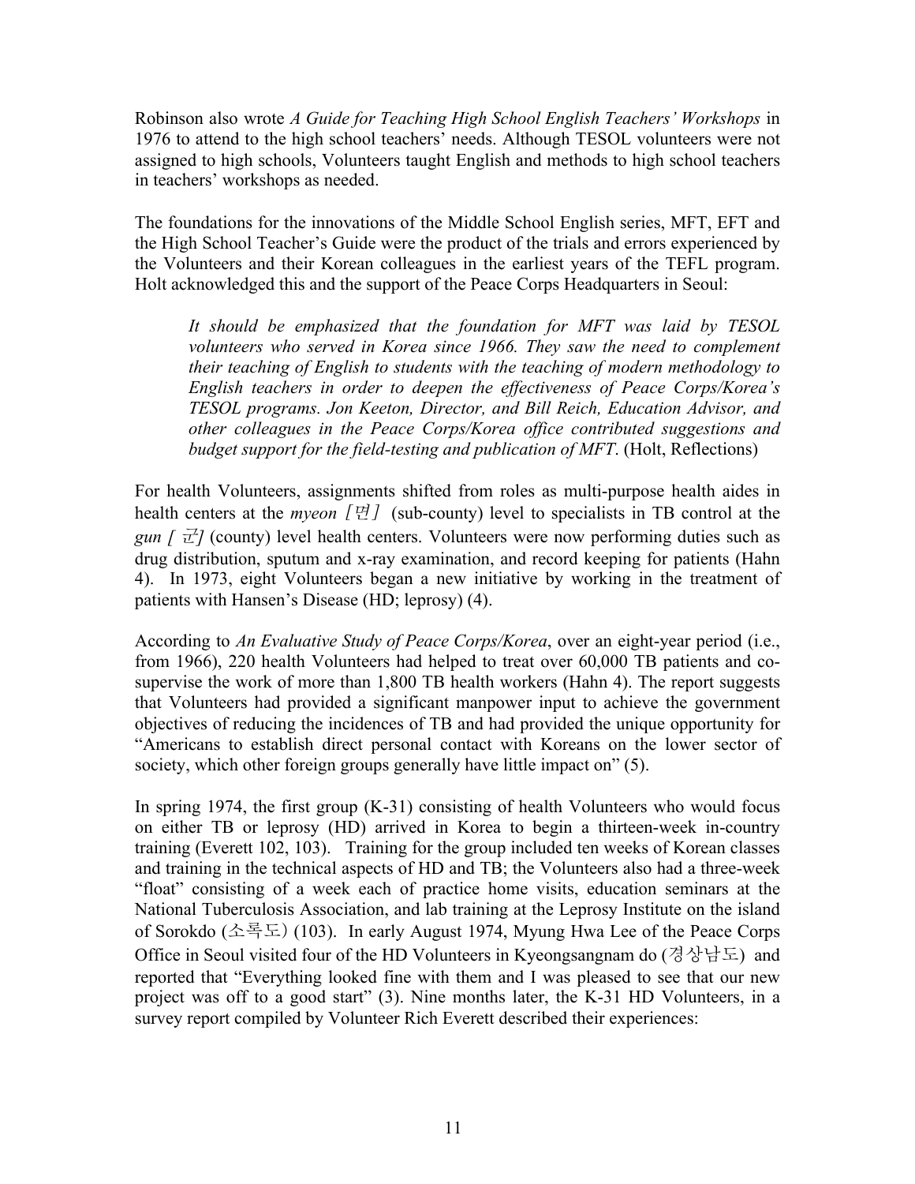Robinson also wrote *A Guide for Teaching High School English Teachers' Workshops* in 1976 to attend to the high school teachers' needs. Although TESOL volunteers were not assigned to high schools, Volunteers taught English and methods to high school teachers in teachers' workshops as needed.

The foundations for the innovations of the Middle School English series, MFT, EFT and the High School Teacher's Guide were the product of the trials and errors experienced by the Volunteers and their Korean colleagues in the earliest years of the TEFL program. Holt acknowledged this and the support of the Peace Corps Headquarters in Seoul:

> *It should be emphasized that the foundation for MFT was laid by TESOL volunteers who served in Korea since 1966. They saw the need to complement their teaching of English to students with the teaching of modern methodology to English teachers in order to deepen the effectiveness of Peace Corps/Korea's TESOL programs. Jon Keeton, Director, and Bill Reich, Education Advisor, and other colleagues in the Peace Corps/Korea office contributed suggestions and budget support for the field-testing and publication of MFT*. (Holt, Reflections)

For health Volunteers, assignments shifted from roles as multi-purpose health aides in health centers at the *myeon [면]* (sub-county) level to specialists in TB control at the *gun [ 군]* (county) level health centers. Volunteers were now performing duties such as drug distribution, sputum and x-ray examination, and record keeping for patients (Hahn 4). In 1973, eight Volunteers began a new initiative by working in the treatment of patients with Hansen's Disease (HD; leprosy) (4).

According to *An Evaluative Study of Peace Corps/Korea*, over an eight-year period (i.e., from 1966), 220 health Volunteers had helped to treat over 60,000 TB patients and co-supervise the work of more than 1,800 TB health workers (Hahn 4). The report suggests that Volunteers had provided a significant manpower input to achieve the government objectives of reducing the incidences of TB and had provided the unique opportunity for "Americans to establish direct personal contact with Koreans on the lower sector of society, which other foreign groups generally have little impact on" (5).

In spring 1974, the first group (K-31) consisting of health Volunteers who would focus on either TB or leprosy (HD) arrived in Korea to begin a thirteen-week in-country training (Everett 102, 103). Training for the group included ten weeks of Korean classes and training in the technical aspects of HD and TB; the Volunteers also had a three-week "float" consisting of a week each of practice home visits, education seminars at the National Tuberculosis Association, and lab training at the Leprosy Institute on the island of Sorokdo (소록도) (103). In early August 1974, Myung Hwa Lee of the Peace Corps Office in Seoul visited four of the HD Volunteers in Kyeongsangnam do (경상남도) and reported that "Everything looked fine with them and I was pleased to see that our new project was off to a good start" (3). Nine months later, the K-31 HD Volunteers, in a survey report compiled by Volunteer Rich Everett described their experiences: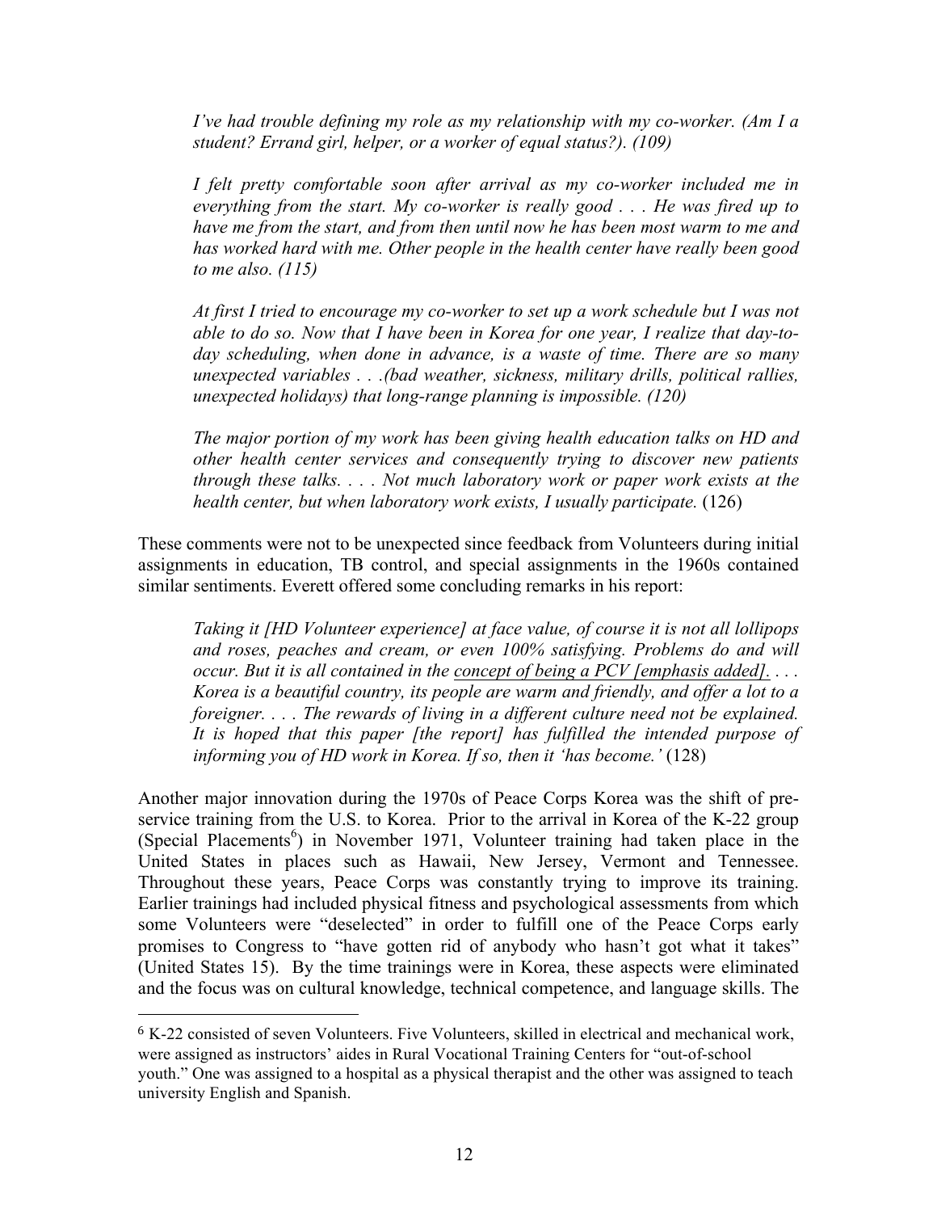> *I've had trouble defining my role as my relationship with my co-worker. (Am I a student? Errand girl, helper, or a worker of equal status?). (109)*

> *I felt pretty comfortable soon after arrival as my co-worker included me in everything from the start. My co-worker is really good . . . He was fired up to have me from the start, and from then until now he has been most warm to me and has worked hard with me. Other people in the health center have really been good to me also. (115)*

> *At first I tried to encourage my co-worker to set up a work schedule but I was not able to do so. Now that I have been in Korea for one year, I realize that day-to-day scheduling, when done in advance, is a waste of time. There are so many unexpected variables . . .(bad weather, sickness, military drills, political rallies, unexpected holidays) that long-range planning is impossible. (120)*

> *The major portion of my work has been giving health education talks on HD and other health center services and consequently trying to discover new patients through these talks. . . . Not much laboratory work or paper work exists at the health center, but when laboratory work exists, I usually participate.* (126)

These comments were not to be unexpected since feedback from Volunteers during initial assignments in education, TB control, and special assignments in the 1960s contained similar sentiments. Everett offered some concluding remarks in his report:

> *Taking it [HD Volunteer experience] at face value, of course it is not all lollipops and roses, peaches and cream, or even 100% satisfying. Problems do and will occur. But it is all contained in the <u>concept of being a PCV [emphasis added]</u>. . . . Korea is a beautiful country, its people are warm and friendly, and offer a lot to a foreigner. . . . The rewards of living in a different culture need not be explained. It is hoped that this paper [the report] has fulfilled the intended purpose of informing you of HD work in Korea. If so, then it 'has become.'* (128)

Another major innovation during the 1970s of Peace Corps Korea was the shift of pre-service training from the U.S. to Korea. Prior to the arrival in Korea of the K-22 group (Special Placements[6]) in November 1971, Volunteer training had taken place in the United States in places such as Hawaii, New Jersey, Vermont and Tennessee. Throughout these years, Peace Corps was constantly trying to improve its training. Earlier trainings had included physical fitness and psychological assessments from which some Volunteers were "deselected" in order to fulfill one of the Peace Corps early promises to Congress to "have gotten rid of anybody who hasn't got what it takes" (United States 15). By the time trainings were in Korea, these aspects were eliminated and the focus was on cultural knowledge, technical competence, and language skills. The

---

[6] K-22 consisted of seven Volunteers. Five Volunteers, skilled in electrical and mechanical work, were assigned as instructors' aides in Rural Vocational Training Centers for "out-of-school youth." One was assigned to a hospital as a physical therapist and the other was assigned to teach university English and Spanish.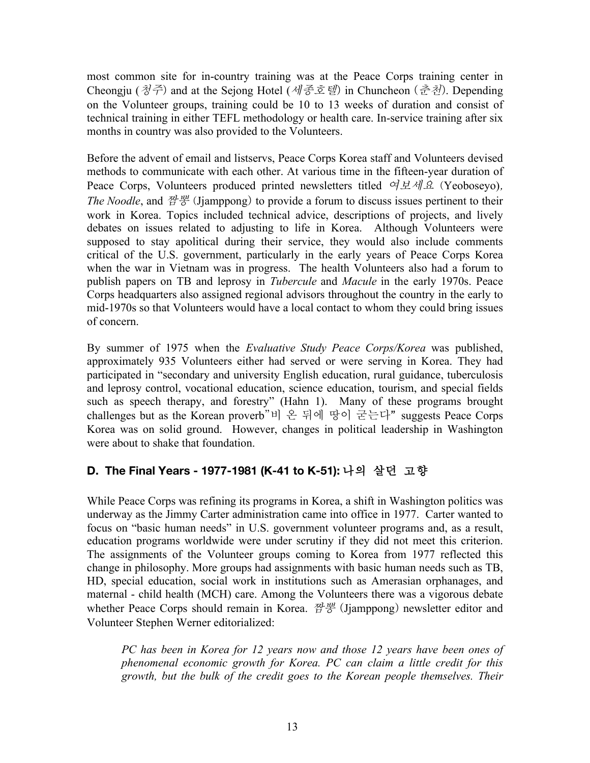most common site for in-country training was at the Peace Corps training center in Cheongju (*청주*) and at the Sejong Hotel (*세종호텔*) in Chuncheon (*춘천*). Depending on the Volunteer groups, training could be 10 to 13 weeks of duration and consist of technical training in either TEFL methodology or health care. In-service training after six months in country was also provided to the Volunteers.

Before the advent of email and listservs, Peace Corps Korea staff and Volunteers devised methods to communicate with each other. At various time in the fifteen-year duration of Peace Corps, Volunteers produced printed newsletters titled *여보세요* (Yeoboseyo), *The Noodle*, and *짬뽕* (Jjamppong) to provide a forum to discuss issues pertinent to their work in Korea. Topics included technical advice, descriptions of projects, and lively debates on issues related to adjusting to life in Korea. Although Volunteers were supposed to stay apolitical during their service, they would also include comments critical of the U.S. government, particularly in the early years of Peace Corps Korea when the war in Vietnam was in progress. The health Volunteers also had a forum to publish papers on TB and leprosy in *Tubercule* and *Macule* in the early 1970s. Peace Corps headquarters also assigned regional advisors throughout the country in the early to mid-1970s so that Volunteers would have a local contact to whom they could bring issues of concern.

By summer of 1975 when the *Evaluative Study Peace Corps/Korea* was published, approximately 935 Volunteers either had served or were serving in Korea. They had participated in "secondary and university English education, rural guidance, tuberculosis and leprosy control, vocational education, science education, tourism, and special fields such as speech therapy, and forestry" (Hahn 1). Many of these programs brought challenges but as the Korean proverb"비 온 뒤에 땅이 굳는다" suggests Peace Corps Korea was on solid ground. However, changes in political leadership in Washington were about to shake that foundation.

### D. The Final Years - 1977-1981 (K-41 to K-51): 나의 살던 고향

While Peace Corps was refining its programs in Korea, a shift in Washington politics was underway as the Jimmy Carter administration came into office in 1977. Carter wanted to focus on "basic human needs" in U.S. government volunteer programs and, as a result, education programs worldwide were under scrutiny if they did not meet this criterion. The assignments of the Volunteer groups coming to Korea from 1977 reflected this change in philosophy. More groups had assignments with basic human needs such as TB, HD, special education, social work in institutions such as Amerasian orphanages, and maternal - child health (MCH) care. Among the Volunteers there was a vigorous debate whether Peace Corps should remain in Korea. *짬뽕* (Jjamppong) newsletter editor and Volunteer Stephen Werner editorialized:

> *PC has been in Korea for 12 years now and those 12 years have been ones of phenomenal economic growth for Korea. PC can claim a little credit for this growth, but the bulk of the credit goes to the Korean people themselves. Their*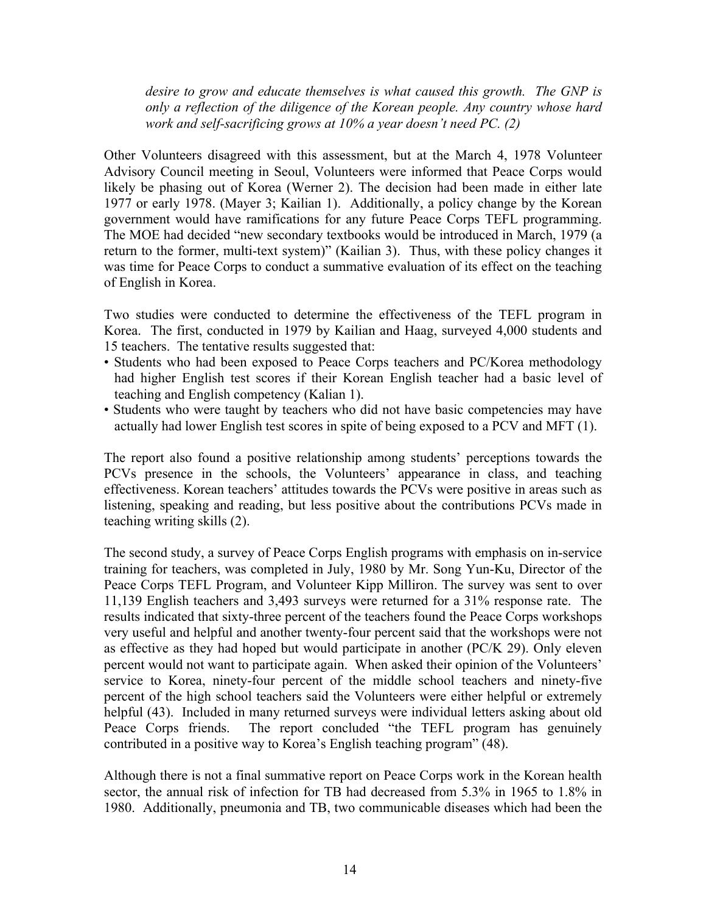*desire to grow and educate themselves is what caused this growth. The GNP is only a reflection of the diligence of the Korean people. Any country whose hard work and self-sacrificing grows at 10% a year doesn't need PC. (2)*

Other Volunteers disagreed with this assessment, but at the March 4, 1978 Volunteer Advisory Council meeting in Seoul, Volunteers were informed that Peace Corps would likely be phasing out of Korea (Werner 2). The decision had been made in either late 1977 or early 1978. (Mayer 3; Kailian 1). Additionally, a policy change by the Korean government would have ramifications for any future Peace Corps TEFL programming. The MOE had decided "new secondary textbooks would be introduced in March, 1979 (a return to the former, multi-text system)" (Kailian 3). Thus, with these policy changes it was time for Peace Corps to conduct a summative evaluation of its effect on the teaching of English in Korea.

Two studies were conducted to determine the effectiveness of the TEFL program in Korea. The first, conducted in 1979 by Kailian and Haag, surveyed 4,000 students and 15 teachers. The tentative results suggested that:

- Students who had been exposed to Peace Corps teachers and PC/Korea methodology had higher English test scores if their Korean English teacher had a basic level of teaching and English competency (Kalian 1).
- Students who were taught by teachers who did not have basic competencies may have actually had lower English test scores in spite of being exposed to a PCV and MFT (1).

The report also found a positive relationship among students' perceptions towards the PCVs presence in the schools, the Volunteers' appearance in class, and teaching effectiveness. Korean teachers' attitudes towards the PCVs were positive in areas such as listening, speaking and reading, but less positive about the contributions PCVs made in teaching writing skills (2).

The second study, a survey of Peace Corps English programs with emphasis on in-service training for teachers, was completed in July, 1980 by Mr. Song Yun-Ku, Director of the Peace Corps TEFL Program, and Volunteer Kipp Milliron. The survey was sent to over 11,139 English teachers and 3,493 surveys were returned for a 31% response rate. The results indicated that sixty-three percent of the teachers found the Peace Corps workshops very useful and helpful and another twenty-four percent said that the workshops were not as effective as they had hoped but would participate in another (PC/K 29). Only eleven percent would not want to participate again. When asked their opinion of the Volunteers' service to Korea, ninety-four percent of the middle school teachers and ninety-five percent of the high school teachers said the Volunteers were either helpful or extremely helpful (43). Included in many returned surveys were individual letters asking about old Peace Corps friends. The report concluded "the TEFL program has genuinely contributed in a positive way to Korea's English teaching program" (48).

Although there is not a final summative report on Peace Corps work in the Korean health sector, the annual risk of infection for TB had decreased from 5.3% in 1965 to 1.8% in 1980. Additionally, pneumonia and TB, two communicable diseases which had been the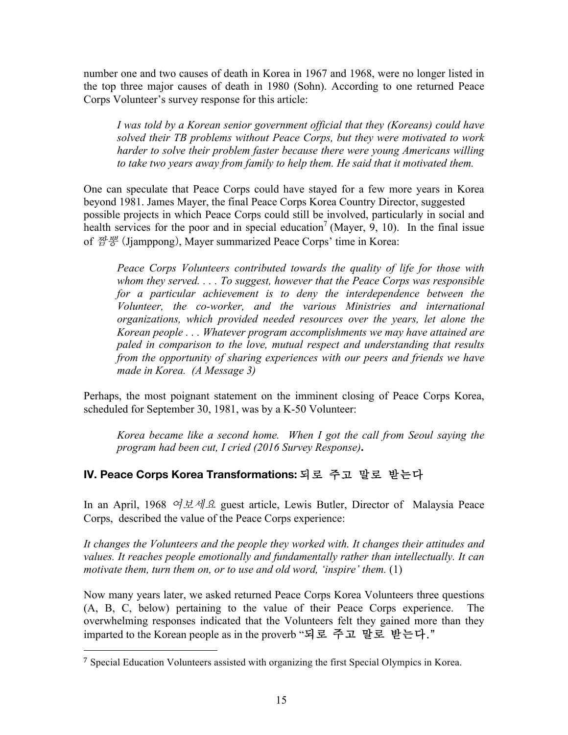number one and two causes of death in Korea in 1967 and 1968, were no longer listed in the top three major causes of death in 1980 (Sohn). According to one returned Peace Corps Volunteer's survey response for this article:

> *I was told by a Korean senior government official that they (Koreans) could have solved their TB problems without Peace Corps, but they were motivated to work harder to solve their problem faster because there were young Americans willing to take two years away from family to help them. He said that it motivated them.*

One can speculate that Peace Corps could have stayed for a few more years in Korea beyond 1981. James Mayer, the final Peace Corps Korea Country Director, suggested possible projects in which Peace Corps could still be involved, particularly in social and health services for the poor and in special education[7] (Mayer, 9, 10). In the final issue of *짬뽕* (Jjamppong), Mayer summarized Peace Corps' time in Korea:

> *Peace Corps Volunteers contributed towards the quality of life for those with whom they served. . . . To suggest, however that the Peace Corps was responsible for a particular achievement is to deny the interdependence between the Volunteer, the co-worker, and the various Ministries and international organizations, which provided needed resources over the years, let alone the Korean people . . . Whatever program accomplishments we may have attained are paled in comparison to the love, mutual respect and understanding that results from the opportunity of sharing experiences with our peers and friends we have made in Korea. (A Message 3)*

Perhaps, the most poignant statement on the imminent closing of Peace Corps Korea, scheduled for September 30, 1981, was by a K-50 Volunteer:

> *Korea became like a second home. When I got the call from Seoul saying the program had been cut, I cried (2016 Survey Response)***.**

## IV. Peace Corps Korea Transformations: 되로 주고 말로 받는다

In an April, 1968 *여보세요* guest article, Lewis Butler, Director of Malaysia Peace Corps, described the value of the Peace Corps experience:

*It changes the Volunteers and the people they worked with. It changes their attitudes and values. It reaches people emotionally and fundamentally rather than intellectually. It can motivate them, turn them on, or to use and old word, 'inspire' them.* (1)

Now many years later, we asked returned Peace Corps Korea Volunteers three questions (A, B, C, below) pertaining to the value of their Peace Corps experience. The overwhelming responses indicated that the Volunteers felt they gained more than they imparted to the Korean people as in the proverb "되로 주고 말로 받는다."

---

[7] Special Education Volunteers assisted with organizing the first Special Olympics in Korea.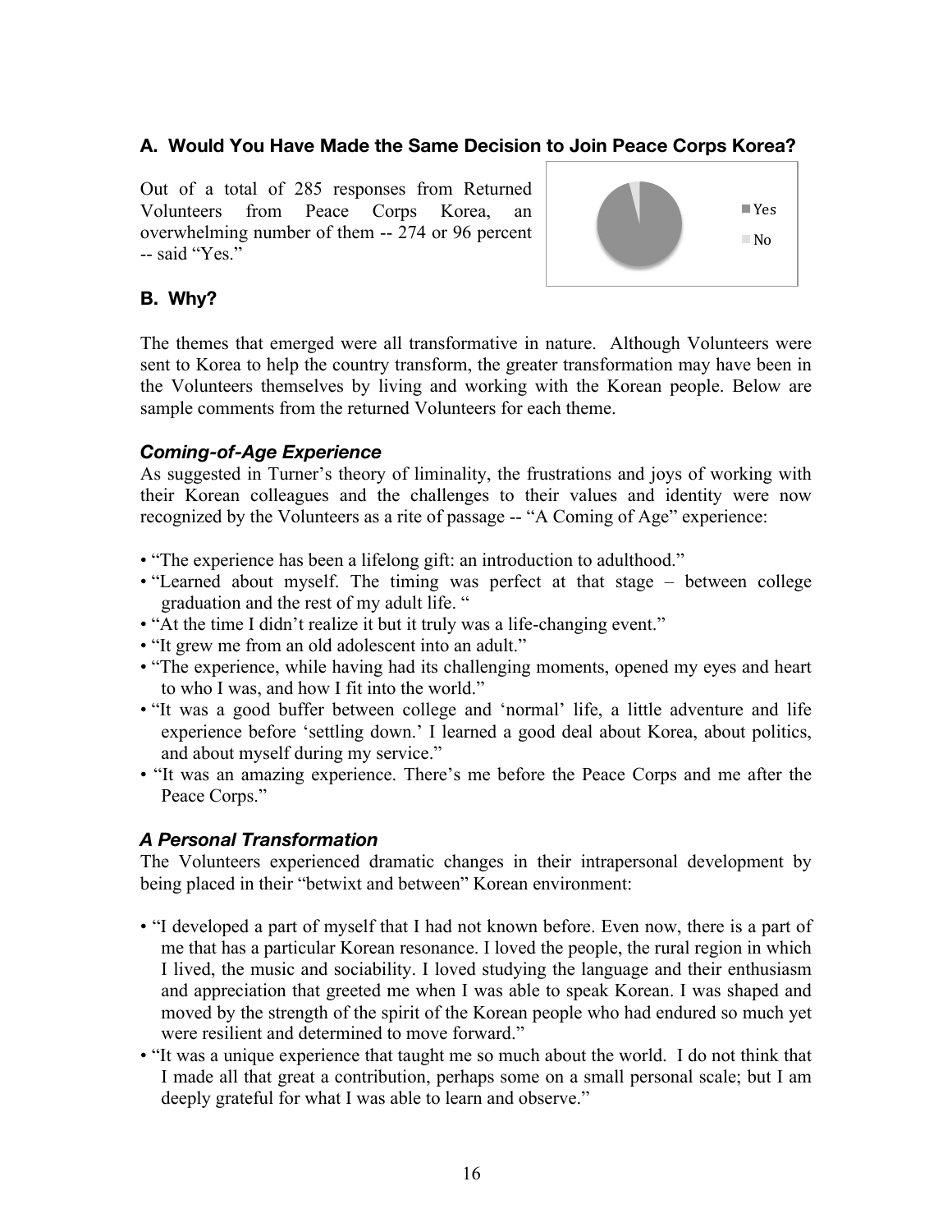### A. Would You Have Made the Same Decision to Join Peace Corps Korea?

Out of a total of 285 responses from Returned Volunteers from Peace Corps Korea, an overwhelming number of them -- 274 or 96 percent -- said "Yes."

### B. Why?

The themes that emerged were all transformative in nature. Although Volunteers were sent to Korea to help the country transform, the greater transformation may have been in the Volunteers themselves by living and working with the Korean people. Below are sample comments from the returned Volunteers for each theme.

#### *Coming-of-Age Experience*

As suggested in Turner's theory of liminality, the frustrations and joys of working with their Korean colleagues and the challenges to their values and identity were now recognized by the Volunteers as a rite of passage -- "A Coming of Age" experience:

- "The experience has been a lifelong gift: an introduction to adulthood."
- "Learned about myself. The timing was perfect at that stage – between college graduation and the rest of my adult life. "
- "At the time I didn't realize it but it truly was a life-changing event."
- "It grew me from an old adolescent into an adult."
- "The experience, while having had its challenging moments, opened my eyes and heart to who I was, and how I fit into the world."
- "It was a good buffer between college and 'normal' life, a little adventure and life experience before 'settling down.' I learned a good deal about Korea, about politics, and about myself during my service."
- "It was an amazing experience. There's me before the Peace Corps and me after the Peace Corps."

#### *A Personal Transformation*

The Volunteers experienced dramatic changes in their intrapersonal development by being placed in their "betwixt and between" Korean environment:

- "I developed a part of myself that I had not known before. Even now, there is a part of me that has a particular Korean resonance. I loved the people, the rural region in which I lived, the music and sociability. I loved studying the language and their enthusiasm and appreciation that greeted me when I was able to speak Korean. I was shaped and moved by the strength of the spirit of the Korean people who had endured so much yet were resilient and determined to move forward."
- "It was a unique experience that taught me so much about the world. I do not think that I made all that great a contribution, perhaps some on a small personal scale; but I am deeply grateful for what I was able to learn and observe."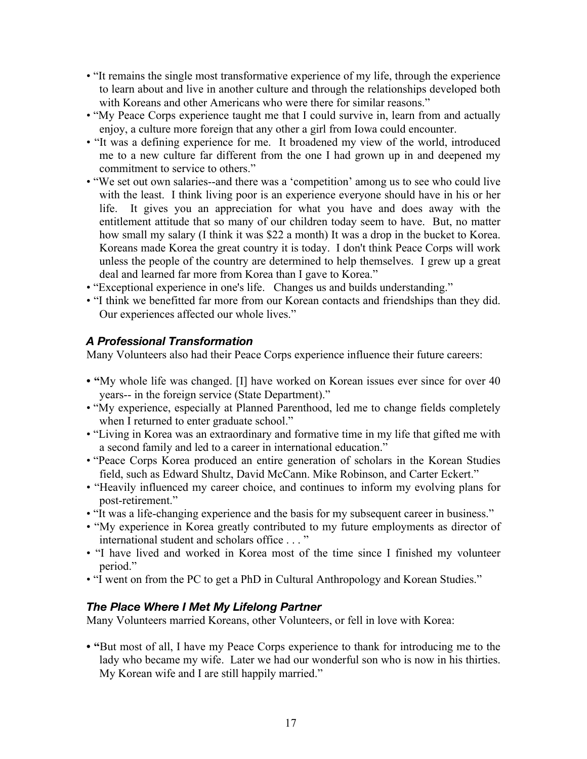- "It remains the single most transformative experience of my life, through the experience to learn about and live in another culture and through the relationships developed both with Koreans and other Americans who were there for similar reasons."
- "My Peace Corps experience taught me that I could survive in, learn from and actually enjoy, a culture more foreign that any other a girl from Iowa could encounter.
- "It was a defining experience for me. It broadened my view of the world, introduced me to a new culture far different from the one I had grown up in and deepened my commitment to service to others."
- "We set out own salaries--and there was a 'competition' among us to see who could live with the least. I think living poor is an experience everyone should have in his or her life. It gives you an appreciation for what you have and does away with the entitlement attitude that so many of our children today seem to have. But, no matter how small my salary (I think it was $22 a month) It was a drop in the bucket to Korea. Koreans made Korea the great country it is today. I don't think Peace Corps will work unless the people of the country are determined to help themselves. I grew up a great deal and learned far more from Korea than I gave to Korea."
- "Exceptional experience in one's life. Changes us and builds understanding."
- "I think we benefitted far more from our Korean contacts and friendships than they did. Our experiences affected our whole lives."

### *A Professional Transformation*

Many Volunteers also had their Peace Corps experience influence their future careers:

- "My whole life was changed. [I] have worked on Korean issues ever since for over 40 years-- in the foreign service (State Department)."
- "My experience, especially at Planned Parenthood, led me to change fields completely when I returned to enter graduate school."
- "Living in Korea was an extraordinary and formative time in my life that gifted me with a second family and led to a career in international education."
- "Peace Corps Korea produced an entire generation of scholars in the Korean Studies field, such as Edward Shultz, David McCann. Mike Robinson, and Carter Eckert."
- "Heavily influenced my career choice, and continues to inform my evolving plans for post-retirement."
- "It was a life-changing experience and the basis for my subsequent career in business."
- "My experience in Korea greatly contributed to my future employments as director of international student and scholars office . . . "
- "I have lived and worked in Korea most of the time since I finished my volunteer period."
- "I went on from the PC to get a PhD in Cultural Anthropology and Korean Studies."

### *The Place Where I Met My Lifelong Partner*

Many Volunteers married Koreans, other Volunteers, or fell in love with Korea:

- "But most of all, I have my Peace Corps experience to thank for introducing me to the lady who became my wife. Later we had our wonderful son who is now in his thirties. My Korean wife and I are still happily married."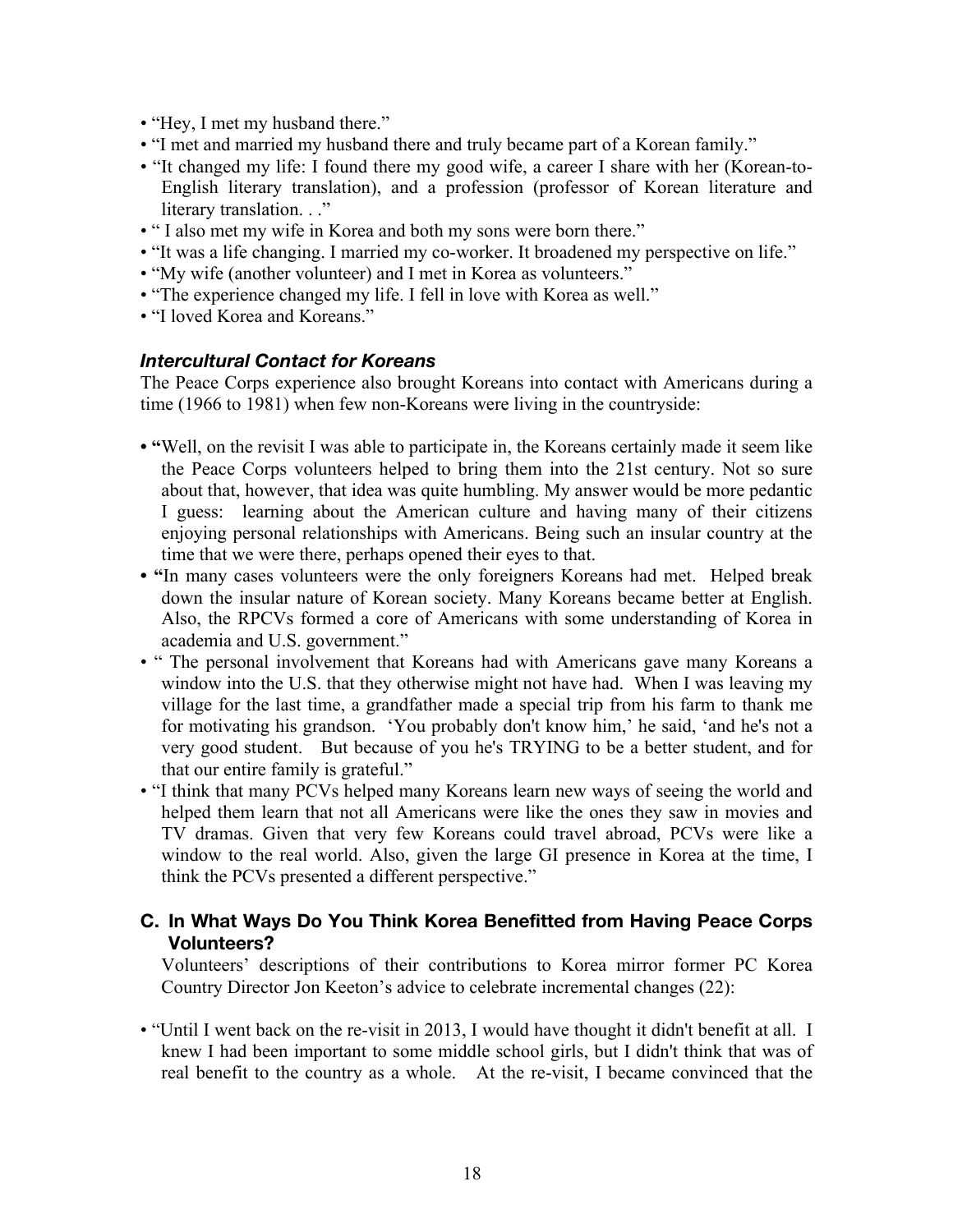- "Hey, I met my husband there."
- "I met and married my husband there and truly became part of a Korean family."
- "It changed my life: I found there my good wife, a career I share with her (Korean-to-English literary translation), and a profession (professor of Korean literature and literary translation. . ."
- " I also met my wife in Korea and both my sons were born there."
- "It was a life changing. I married my co-worker. It broadened my perspective on life."
- "My wife (another volunteer) and I met in Korea as volunteers."
- "The experience changed my life. I fell in love with Korea as well."
- "I loved Korea and Koreans."

### *Intercultural Contact for Koreans*

The Peace Corps experience also brought Koreans into contact with Americans during a time (1966 to 1981) when few non-Koreans were living in the countryside:

- **"**Well, on the revisit I was able to participate in, the Koreans certainly made it seem like the Peace Corps volunteers helped to bring them into the 21st century. Not so sure about that, however, that idea was quite humbling. My answer would be more pedantic I guess: learning about the American culture and having many of their citizens enjoying personal relationships with Americans. Being such an insular country at the time that we were there, perhaps opened their eyes to that.
- **"**In many cases volunteers were the only foreigners Koreans had met. Helped break down the insular nature of Korean society. Many Koreans became better at English. Also, the RPCVs formed a core of Americans with some understanding of Korea in academia and U.S. government."
- " The personal involvement that Koreans had with Americans gave many Koreans a window into the U.S. that they otherwise might not have had. When I was leaving my village for the last time, a grandfather made a special trip from his farm to thank me for motivating his grandson. 'You probably don't know him,' he said, 'and he's not a very good student. But because of you he's TRYING to be a better student, and for that our entire family is grateful."
- "I think that many PCVs helped many Koreans learn new ways of seeing the world and helped them learn that not all Americans were like the ones they saw in movies and TV dramas. Given that very few Koreans could travel abroad, PCVs were like a window to the real world. Also, given the large GI presence in Korea at the time, I think the PCVs presented a different perspective."

## C. In What Ways Do You Think Korea Benefitted from Having Peace Corps Volunteers?

Volunteers' descriptions of their contributions to Korea mirror former PC Korea Country Director Jon Keeton's advice to celebrate incremental changes (22):

- "Until I went back on the re-visit in 2013, I would have thought it didn't benefit at all. I knew I had been important to some middle school girls, but I didn't think that was of real benefit to the country as a whole. At the re-visit, I became convinced that the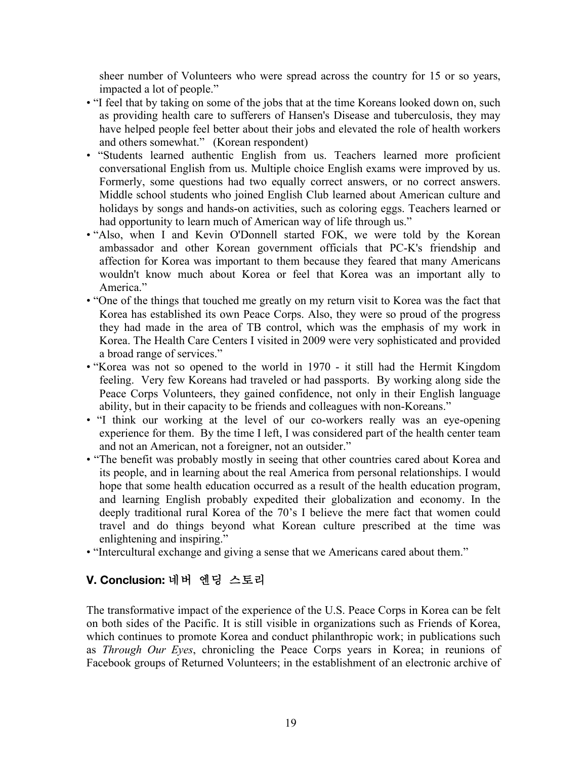sheer number of Volunteers who were spread across the country for 15 or so years, impacted a lot of people."

- "I feel that by taking on some of the jobs that at the time Koreans looked down on, such as providing health care to sufferers of Hansen's Disease and tuberculosis, they may have helped people feel better about their jobs and elevated the role of health workers and others somewhat." (Korean respondent)
- "Students learned authentic English from us. Teachers learned more proficient conversational English from us. Multiple choice English exams were improved by us. Formerly, some questions had two equally correct answers, or no correct answers. Middle school students who joined English Club learned about American culture and holidays by songs and hands-on activities, such as coloring eggs. Teachers learned or had opportunity to learn much of American way of life through us."
- "Also, when I and Kevin O'Donnell started FOK, we were told by the Korean ambassador and other Korean government officials that PC-K's friendship and affection for Korea was important to them because they feared that many Americans wouldn't know much about Korea or feel that Korea was an important ally to America."
- "One of the things that touched me greatly on my return visit to Korea was the fact that Korea has established its own Peace Corps. Also, they were so proud of the progress they had made in the area of TB control, which was the emphasis of my work in Korea. The Health Care Centers I visited in 2009 were very sophisticated and provided a broad range of services."
- "Korea was not so opened to the world in 1970 - it still had the Hermit Kingdom feeling. Very few Koreans had traveled or had passports. By working along side the Peace Corps Volunteers, they gained confidence, not only in their English language ability, but in their capacity to be friends and colleagues with non-Koreans."
- "I think our working at the level of our co-workers really was an eye-opening experience for them. By the time I left, I was considered part of the health center team and not an American, not a foreigner, not an outsider."
- "The benefit was probably mostly in seeing that other countries cared about Korea and its people, and in learning about the real America from personal relationships. I would hope that some health education occurred as a result of the health education program, and learning English probably expedited their globalization and economy. In the deeply traditional rural Korea of the 70's I believe the mere fact that women could travel and do things beyond what Korean culture prescribed at the time was enlightening and inspiring."
- "Intercultural exchange and giving a sense that we Americans cared about them."

## V. Conclusion: 네버 엔딩 스토리

The transformative impact of the experience of the U.S. Peace Corps in Korea can be felt on both sides of the Pacific. It is still visible in organizations such as Friends of Korea, which continues to promote Korea and conduct philanthropic work; in publications such as *Through Our Eyes*, chronicling the Peace Corps years in Korea; in reunions of Facebook groups of Returned Volunteers; in the establishment of an electronic archive of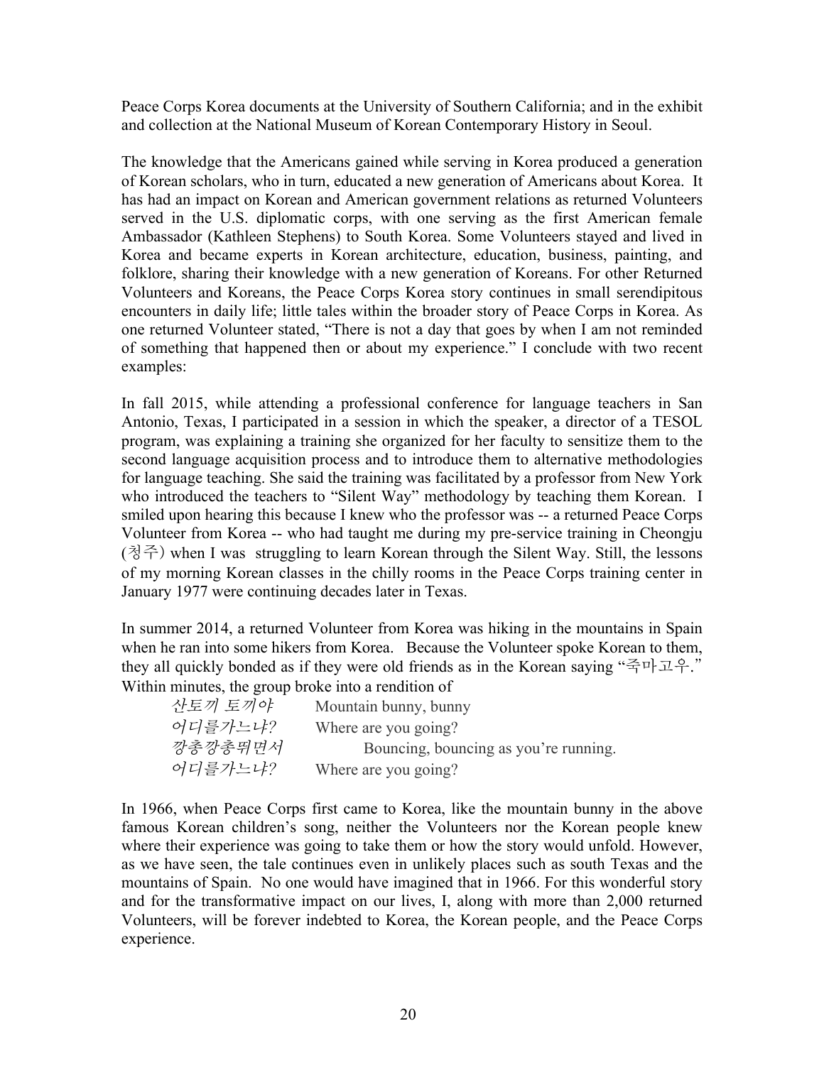Peace Corps Korea documents at the University of Southern California; and in the exhibit and collection at the National Museum of Korean Contemporary History in Seoul.

The knowledge that the Americans gained while serving in Korea produced a generation of Korean scholars, who in turn, educated a new generation of Americans about Korea. It has had an impact on Korean and American government relations as returned Volunteers served in the U.S. diplomatic corps, with one serving as the first American female Ambassador (Kathleen Stephens) to South Korea. Some Volunteers stayed and lived in Korea and became experts in Korean architecture, education, business, painting, and folklore, sharing their knowledge with a new generation of Koreans. For other Returned Volunteers and Koreans, the Peace Corps Korea story continues in small serendipitous encounters in daily life; little tales within the broader story of Peace Corps in Korea. As one returned Volunteer stated, "There is not a day that goes by when I am not reminded of something that happened then or about my experience." I conclude with two recent examples:

In fall 2015, while attending a professional conference for language teachers in San Antonio, Texas, I participated in a session in which the speaker, a director of a TESOL program, was explaining a training she organized for her faculty to sensitize them to the second language acquisition process and to introduce them to alternative methodologies for language teaching. She said the training was facilitated by a professor from New York who introduced the teachers to "Silent Way" methodology by teaching them Korean. I smiled upon hearing this because I knew who the professor was -- a returned Peace Corps Volunteer from Korea -- who had taught me during my pre-service training in Cheongju (청주) when I was struggling to learn Korean through the Silent Way. Still, the lessons of my morning Korean classes in the chilly rooms in the Peace Corps training center in January 1977 were continuing decades later in Texas.

In summer 2014, a returned Volunteer from Korea was hiking in the mountains in Spain when he ran into some hikers from Korea. Because the Volunteer spoke Korean to them, they all quickly bonded as if they were old friends as in the Korean saying "죽마고우." Within minutes, the group broke into a rendition of

*산토끼 토끼야* Mountain bunny, bunny
*어디를가느냐?* Where are you going?
*깡총깡총뛰면서* Bouncing, bouncing as you're running.
*어디를가느냐?* Where are you going?

In 1966, when Peace Corps first came to Korea, like the mountain bunny in the above famous Korean children's song, neither the Volunteers nor the Korean people knew where their experience was going to take them or how the story would unfold. However, as we have seen, the tale continues even in unlikely places such as south Texas and the mountains of Spain. No one would have imagined that in 1966. For this wonderful story and for the transformative impact on our lives, I, along with more than 2,000 returned Volunteers, will be forever indebted to Korea, the Korean people, and the Peace Corps experience.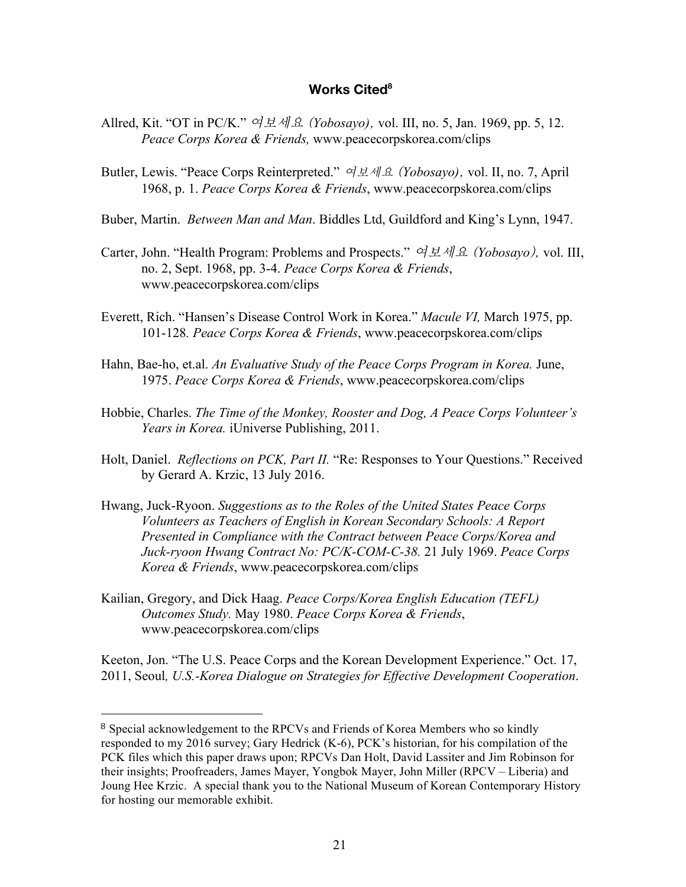## Works Cited[8]

Allred, Kit. "OT in PC/K." 여보세요 *(Yobosayo),* vol. III, no. 5, Jan. 1969, pp. 5, 12. *Peace Corps Korea & Friends,* www.peacecorpskorea.com/clips

Butler, Lewis. "Peace Corps Reinterpreted." 여보세요 *(Yobosayo),* vol. II, no. 7, April 1968, p. 1. *Peace Corps Korea & Friends*, www.peacecorpskorea.com/clips

Buber, Martin. *Between Man and Man*. Biddles Ltd, Guildford and King's Lynn, 1947.

Carter, John. "Health Program: Problems and Prospects." 여보세요 *(Yobosayo),* vol. III, no. 2, Sept. 1968, pp. 3-4. *Peace Corps Korea & Friends*, www.peacecorpskorea.com/clips

Everett, Rich. "Hansen's Disease Control Work in Korea." *Macule VI,* March 1975, pp. 101-128*. Peace Corps Korea & Friends*, www.peacecorpskorea.com/clips

Hahn, Bae-ho, et.al. *An Evaluative Study of the Peace Corps Program in Korea.* June, 1975. *Peace Corps Korea & Friends*, www.peacecorpskorea.com/clips

Hobbie, Charles. *The Time of the Monkey, Rooster and Dog, A Peace Corps Volunteer's Years in Korea.* iUniverse Publishing, 2011.

Holt, Daniel. *Reflections on PCK, Part II.* "Re: Responses to Your Questions." Received by Gerard A. Krzic, 13 July 2016.

Hwang, Juck-Ryoon. *Suggestions as to the Roles of the United States Peace Corps Volunteers as Teachers of English in Korean Secondary Schools: A Report Presented in Compliance with the Contract between Peace Corps/Korea and Juck-ryoon Hwang Contract No: PC/K-COM-C-38.* 21 July 1969. *Peace Corps Korea & Friends*, www.peacecorpskorea.com/clips

Kailian, Gregory, and Dick Haag. *Peace Corps/Korea English Education (TEFL) Outcomes Study.* May 1980. *Peace Corps Korea & Friends*, www.peacecorpskorea.com/clips

Keeton, Jon. "The U.S. Peace Corps and the Korean Development Experience." Oct. 17, 2011, Seoul*, U.S.-Korea Dialogue on Strategies for Effective Development Cooperation*.

---

[8] Special acknowledgement to the RPCVs and Friends of Korea Members who so kindly responded to my 2016 survey; Gary Hedrick (K-6), PCK's historian, for his compilation of the PCK files which this paper draws upon; RPCVs Dan Holt, David Lassiter and Jim Robinson for their insights; Proofreaders, James Mayer, Yongbok Mayer, John Miller (RPCV – Liberia) and Joung Hee Krzic. A special thank you to the National Museum of Korean Contemporary History for hosting our memorable exhibit.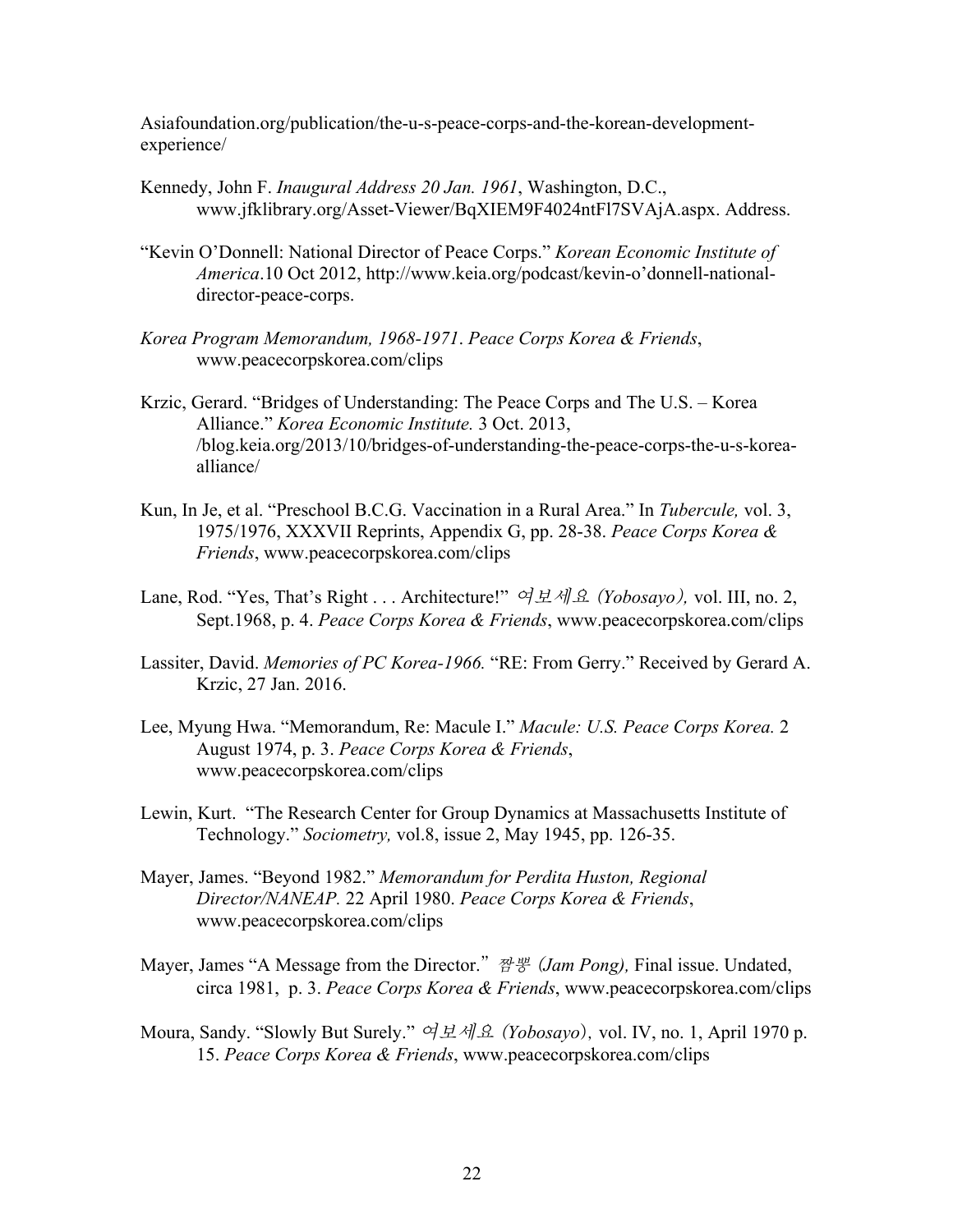Asiafoundation.org/publication/the-u-s-peace-corps-and-the-korean-development-experience/

Kennedy, John F. *Inaugural Address 20 Jan. 1961*, Washington, D.C., www.jfklibrary.org/Asset-Viewer/BqXIEM9F4024ntFl7SVAjA.aspx. Address.

"Kevin O'Donnell: National Director of Peace Corps." *Korean Economic Institute of America*.10 Oct 2012, http://www.keia.org/podcast/kevin-o'donnell-national-director-peace-corps.

*Korea Program Memorandum, 1968-1971*. *Peace Corps Korea & Friends*, www.peacecorpskorea.com/clips

Krzic, Gerard. "Bridges of Understanding: The Peace Corps and The U.S. – Korea Alliance." *Korea Economic Institute.* 3 Oct. 2013, /blog.keia.org/2013/10/bridges-of-understanding-the-peace-corps-the-u-s-korea-alliance/

Kun, In Je, et al. "Preschool B.C.G. Vaccination in a Rural Area." In *Tubercule,* vol. 3, 1975/1976, XXXVII Reprints, Appendix G, pp. 28-38. *Peace Corps Korea & Friends*, www.peacecorpskorea.com/clips

Lane, Rod. "Yes, That's Right . . . Architecture!" *여보세요 (Yobosayo),* vol. III, no. 2, Sept.1968, p. 4. *Peace Corps Korea & Friends*, www.peacecorpskorea.com/clips

Lassiter, David. *Memories of PC Korea-1966.* "RE: From Gerry." Received by Gerard A. Krzic, 27 Jan. 2016.

Lee, Myung Hwa. "Memorandum, Re: Macule I." *Macule: U.S. Peace Corps Korea.* 2 August 1974, p. 3. *Peace Corps Korea & Friends*, www.peacecorpskorea.com/clips

Lewin, Kurt. "The Research Center for Group Dynamics at Massachusetts Institute of Technology." *Sociometry,* vol.8, issue 2, May 1945, pp. 126-35.

Mayer, James. "Beyond 1982." *Memorandum for Perdita Huston, Regional Director/NANEAP.* 22 April 1980. *Peace Corps Korea & Friends*, www.peacecorpskorea.com/clips

Mayer, James "A Message from the Director." *짬뽕 (Jam Pong),* Final issue. Undated, circa 1981, p. 3. *Peace Corps Korea & Friends*, www.peacecorpskorea.com/clips

Moura, Sandy. "Slowly But Surely." *여보세요 (Yobosayo)*, vol. IV, no. 1, April 1970 p. 15. *Peace Corps Korea & Friends*, www.peacecorpskorea.com/clips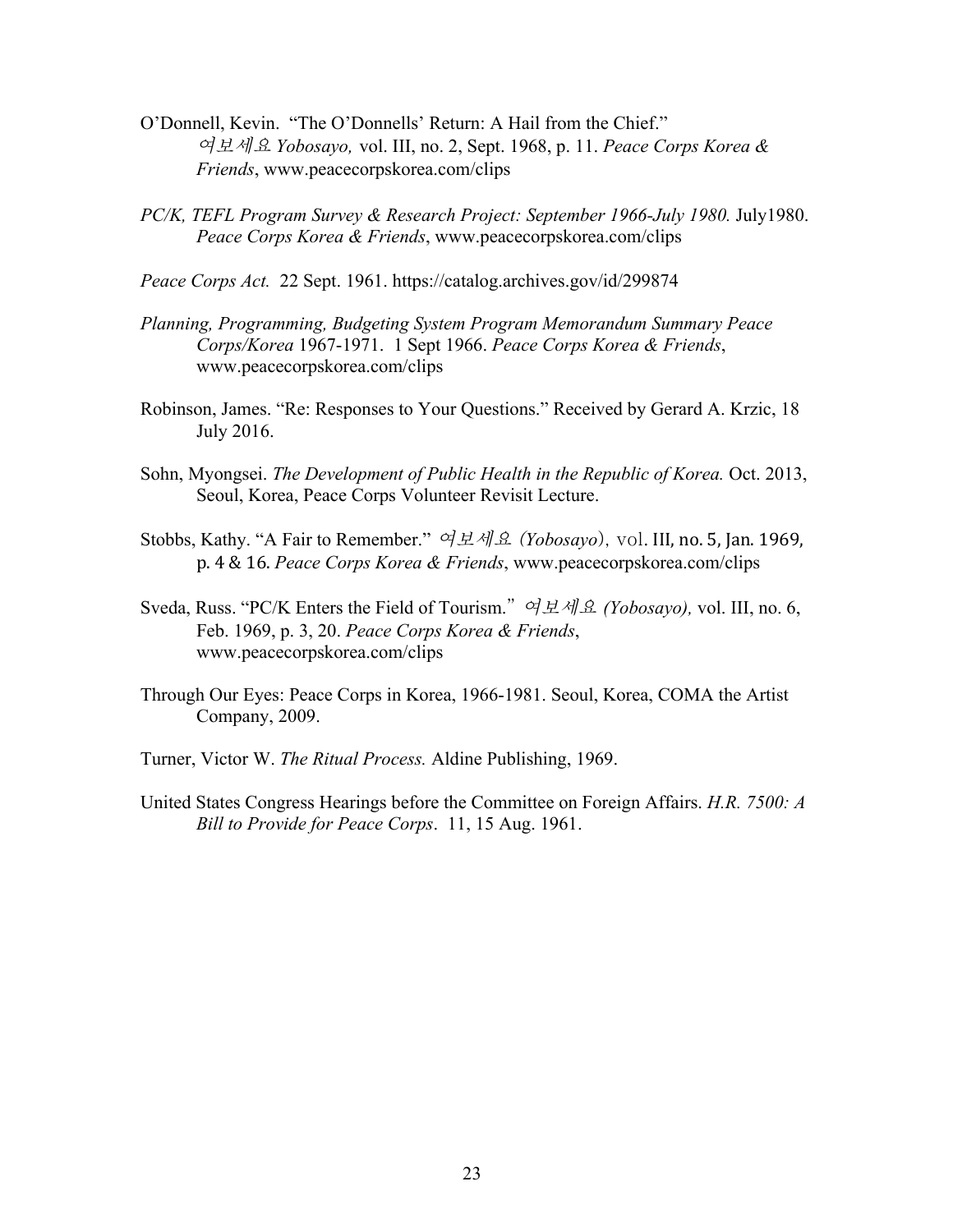O'Donnell, Kevin. "The O'Donnells' Return: A Hail from the Chief." *여보세요 Yobosayo,* vol. III, no. 2, Sept. 1968, p. 11. *Peace Corps Korea & Friends*, www.peacecorpskorea.com/clips

*PC/K, TEFL Program Survey & Research Project: September 1966-July 1980.* July1980. *Peace Corps Korea & Friends*, www.peacecorpskorea.com/clips

*Peace Corps Act.* 22 Sept. 1961. https://catalog.archives.gov/id/299874

*Planning, Programming, Budgeting System Program Memorandum Summary Peace Corps/Korea* 1967-1971. 1 Sept 1966. *Peace Corps Korea & Friends*, www.peacecorpskorea.com/clips

Robinson, James. "Re: Responses to Your Questions." Received by Gerard A. Krzic, 18 July 2016.

Sohn, Myongsei. *The Development of Public Health in the Republic of Korea.* Oct. 2013, Seoul, Korea, Peace Corps Volunteer Revisit Lecture.

Stobbs, Kathy. "A Fair to Remember." *여보세요 (Yobosayo)*, vol. III, no. 5, Jan. 1969, p. 4 & 16. *Peace Corps Korea & Friends*, www.peacecorpskorea.com/clips

Sveda, Russ. "PC/K Enters the Field of Tourism." *여보세요 (Yobosayo),* vol. III, no. 6, Feb. 1969, p. 3, 20. *Peace Corps Korea & Friends*, www.peacecorpskorea.com/clips

Through Our Eyes: Peace Corps in Korea, 1966-1981. Seoul, Korea, COMA the Artist Company, 2009.

Turner, Victor W. *The Ritual Process.* Aldine Publishing, 1969.

United States Congress Hearings before the Committee on Foreign Affairs. *H.R. 7500: A Bill to Provide for Peace Corps*. 11, 15 Aug. 1961.